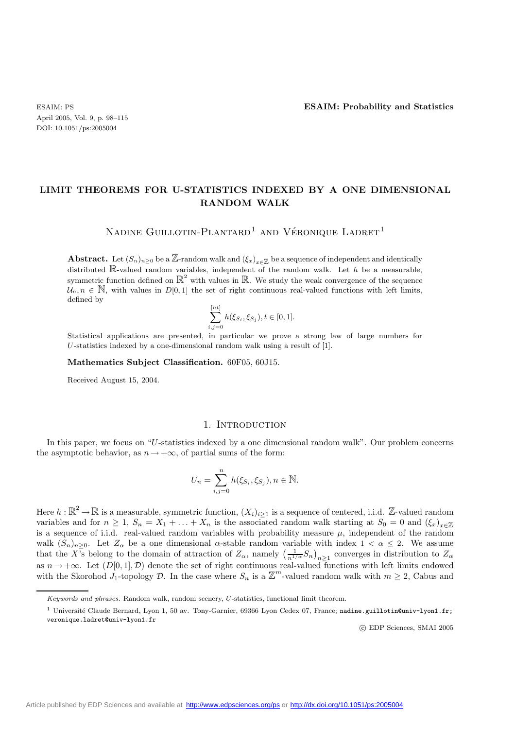# LIMIT THEOREMS FOR U-STATISTICS INDEXED BY A ONE DIMENSIONAL RANDOM WALK

Nadine Guillotin-Plantard[1] and Véronique Ladret[1]

**Abstract.** Let $(S_n)_{n\geq 0}$ be a $\mathbb{Z}$-random walk and $(\xi_x)_{x\in\mathbb{Z}}$ be a sequence of independent and identically distributed $\mathbb{R}$-valued random variables, independent of the random walk. Let $h$ be a measurable, symmetric function defined on $\mathbb{R}^2$ with values in $\mathbb{R}$. We study the weak convergence of the sequence $\mathcal{U}_n, n \in \mathbb{N}$, with values in $D[0,1]$ the set of right continuous real-valued functions with left limits, defined by

$$\sum_{i,j=0}^{[nt]} h(\xi_{S_i}, \xi_{S_j}), t \in [0,1].$$

Statistical applications are presented, in particular we prove a strong law of large numbers for $U$-statistics indexed by a one-dimensional random walk using a result of [1].

**Mathematics Subject Classification.** 60F05, 60J15.

Received August 15, 2004.

## 1. Introduction

In this paper, we focus on "$U$-statistics indexed by a one dimensional random walk". Our problem concerns the asymptotic behavior, as $n \to +\infty$, of partial sums of the form:

$$U_n = \sum_{i,j=0}^{n} h(\xi_{S_i}, \xi_{S_j}), n \in \mathbb{N}.$$

Here $h : \mathbb{R}^2 \to \mathbb{R}$ is a measurable, symmetric function, $(X_i)_{i\geq 1}$ is a sequence of centered, i.i.d. $\mathbb{Z}$-valued random variables and for $n \geq 1$, $S_n = X_1 + \ldots + X_n$ is the associated random walk starting at $S_0 = 0$ and $(\xi_x)_{x\in\mathbb{Z}}$ is a sequence of i.i.d. real-valued random variables with probability measure $\mu$, independent of the random walk $(S_n)_{n\geq 0}$. Let $Z_\alpha$ be a one dimensional $\alpha$-stable random variable with index $1 < \alpha \leq 2$. We assume that the $X$'s belong to the domain of attraction of $Z_\alpha$, namely $\left(\frac{1}{n^{1/\alpha}} S_n\right)_{n\geq 1}$ converges in distribution to $Z_\alpha$ as $n \to +\infty$. Let $(D[0,1], \mathcal{D})$ denote the set of right continuous real-valued functions with left limits endowed with the Skorohod $J_1$-topology $\mathcal{D}$. In the case where $S_n$ is a $\mathbb{Z}^m$-valued random walk with $m \geq 2$, Cabus and

*Keywords and phrases.* Random walk, random scenery, $U$-statistics, functional limit theorem.

[1] Université Claude Bernard, Lyon 1, 50 av. Tony-Garnier, 69366 Lyon Cedex 07, France; nadine.guillotin@univ-lyon1.fr; veronique.ladret@univ-lyon1.fr

© EDP Sciences, SMAI 2005

Article published by EDP Sciences and available at http://www.edpsciences.org/ps or http://dx.doi.org/10.1051/ps:2005004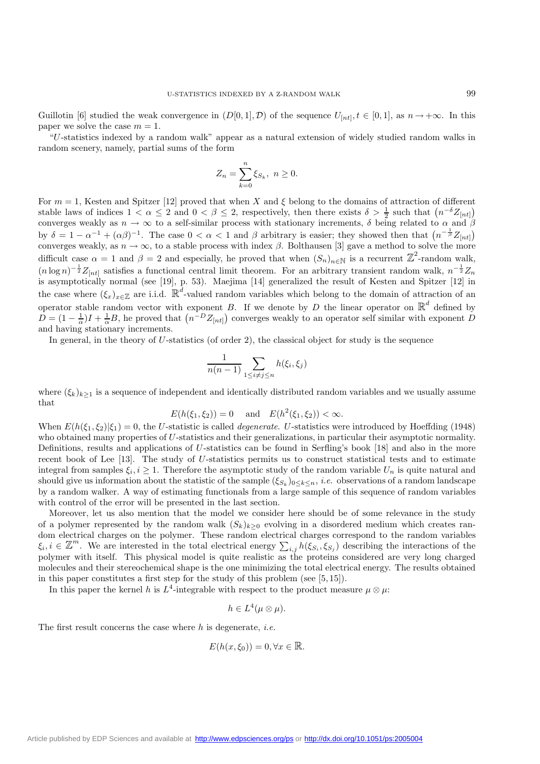Guillotin [6] studied the weak convergence in $(D[0,1],\mathcal{D})$ of the sequence $U_{[nt]}, t \in [0,1]$, as $n \to +\infty$. In this paper we solve the case $m = 1$.

"$U$-statistics indexed by a random walk" appear as a natural extension of widely studied random walks in random scenery, namely, partial sums of the form

$$Z_n = \sum_{k=0}^{n} \xi_{S_k},\ n \geq 0.$$

For $m = 1$, Kesten and Spitzer [12] proved that when $X$ and $\xi$ belong to the domains of attraction of different stable laws of indices $1 < \alpha \leq 2$ and $0 < \beta \leq 2$, respectively, then there exists $\delta > \frac{1}{2}$ such that $\left(n^{-\delta} Z_{[nt]}\right)$ converges weakly as $n \to \infty$ to a self-similar process with stationary increments, $\delta$ being related to $\alpha$ and $\beta$ by $\delta = 1 - \alpha^{-1} + (\alpha\beta)^{-1}$. The case $0 < \alpha < 1$ and $\beta$ arbitrary is easier; they showed then that $\left(n^{-\frac{1}{\beta}} Z_{[nt]}\right)$ converges weakly, as $n \to \infty$, to a stable process with index $\beta$. Bolthausen [3] gave a method to solve the more difficult case $\alpha = 1$ and $\beta = 2$ and especially, he proved that when $(S_n)_{n\in\mathbb{N}}$ is a recurrent $\mathbb{Z}^2$-random walk, $(n \log n)^{-\frac{1}{2}} Z_{[nt]}$ satisfies a functional central limit theorem. For an arbitrary transient random walk, $n^{-\frac{1}{2}} Z_n$ is asymptotically normal (see [19], p. 53). Maejima [14] generalized the result of Kesten and Spitzer [12] in the case where $(\xi_x)_{x\in\mathbb{Z}}$ are i.i.d. $\mathbb{R}^d$-valued random variables which belong to the domain of attraction of an operator stable random vector with exponent $B$. If we denote by $D$ the linear operator on $\mathbb{R}^d$ defined by $D = (1 - \frac{1}{\alpha})I + \frac{1}{\alpha}B$, he proved that $\left(n^{-D} Z_{[nt]}\right)$ converges weakly to an operator self similar with exponent $D$ and having stationary increments.

In general, in the theory of $U$-statistics (of order 2), the classical object for study is the sequence

$$\frac{1}{n(n-1)} \sum_{1\leq i\neq j\leq n} h(\xi_i, \xi_j)$$

where $(\xi_k)_{k\geq 1}$ is a sequence of independent and identically distributed random variables and we usually assume that

$$E(h(\xi_1, \xi_2)) = 0 \quad \text{ and } \quad E(h^2(\xi_1, \xi_2)) < \infty.$$

When $E(h(\xi_1, \xi_2)|\xi_1) = 0$, the $U$-statistic is called *degenerate*. $U$-statistics were introduced by Hoeffding (1948) who obtained many properties of $U$-statistics and their generalizations, in particular their asymptotic normality. Definitions, results and applications of $U$-statistics can be found in Serfling's book [18] and also in the more recent book of Lee [13]. The study of $U$-statistics permits us to construct statistical tests and to estimate integral from samples $\xi_i, i \geq 1$. Therefore the asymptotic study of the random variable $U_n$ is quite natural and should give us information about the statistic of the sample $(\xi_{S_k})_{0\leq k\leq n}$, *i.e.* observations of a random landscape by a random walker. A way of estimating functionals from a large sample of this sequence of random variables with control of the error will be presented in the last section.

Moreover, let us also mention that the model we consider here should be of some relevance in the study of a polymer represented by the random walk $(S_k)_{k\geq 0}$ evolving in a disordered medium which creates random electrical charges on the polymer. These random electrical charges correspond to the random variables $\xi_i, i \in \mathbb{Z}^m$. We are interested in the total electrical energy $\sum_{i,j} h(\xi_{S_i}, \xi_{S_j})$ describing the interactions of the polymer with itself. This physical model is quite realistic as the proteins considered are very long charged molecules and their stereochemical shape is the one minimizing the total electrical energy. The results obtained in this paper constitutes a first step for the study of this problem (see [5,15]).

In this paper the kernel $h$ is $L^4$-integrable with respect to the product measure $\mu \otimes \mu$:

$$h \in L^4(\mu \otimes \mu).$$

The first result concerns the case where $h$ is degenerate, *i.e.*

$$E(h(x, \xi_0)) = 0, \forall x \in \mathbb{R}.$$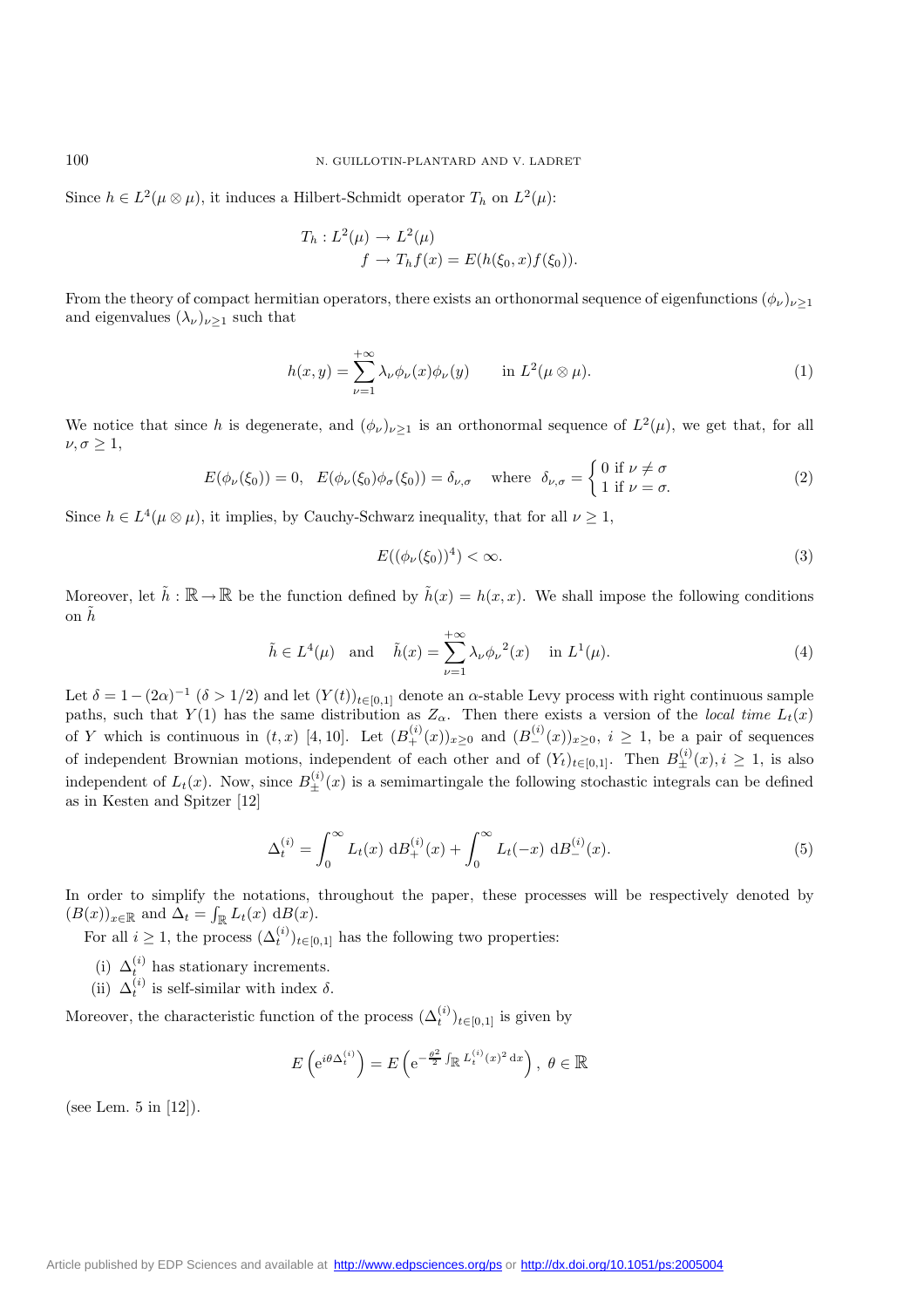Since $h \in L^2(\mu \otimes \mu)$, it induces a Hilbert-Schmidt operator $T_h$ on $L^2(\mu)$:

$$
\begin{aligned}
T_h : L^2(\mu) &\to L^2(\mu) \\
f &\to T_h f(x) = E(h(\xi_0, x) f(\xi_0)).
\end{aligned}
$$

From the theory of compact hermitian operators, there exists an orthonormal sequence of eigenfunctions $(\phi_\nu)_{\nu \geq 1}$ and eigenvalues $(\lambda_\nu)_{\nu \geq 1}$ such that

$$
h(x,y) = \sum_{\nu=1}^{+\infty} \lambda_\nu \phi_\nu(x) \phi_\nu(y) \qquad \text{in } L^2(\mu \otimes \mu). \tag{1}
$$

We notice that since $h$ is degenerate, and $(\phi_\nu)_{\nu \geq 1}$ is an orthonormal sequence of $L^2(\mu)$, we get that, for all $\nu, \sigma \geq 1$,

$$
E(\phi_\nu(\xi_0)) = 0, \quad E(\phi_\nu(\xi_0)\phi_\sigma(\xi_0)) = \delta_{\nu,\sigma} \quad \text{where } \delta_{\nu,\sigma} = \begin{cases} 0 \text{ if } \nu \neq \sigma \\ 1 \text{ if } \nu = \sigma. \end{cases} \tag{2}
$$

Since $h \in L^4(\mu \otimes \mu)$, it implies, by Cauchy-Schwarz inequality, that for all $\nu \geq 1$,

$$
E((\phi_\nu(\xi_0))^4) < \infty. \tag{3}
$$

Moreover, let $\tilde{h} : \mathbb{R} \to \mathbb{R}$ be the function defined by $\tilde{h}(x) = h(x,x)$. We shall impose the following conditions on $\tilde{h}$

$$
\tilde{h} \in L^4(\mu) \quad \text{and} \quad \tilde{h}(x) = \sum_{\nu=1}^{+\infty} \lambda_\nu {\phi_\nu}^2(x) \quad \text{in } L^1(\mu). \tag{4}
$$

Let $\delta = 1 - (2\alpha)^{-1}$ ($\delta > 1/2$) and let $(Y(t))_{t \in [0,1]}$ denote an $\alpha$-stable Levy process with right continuous sample paths, such that $Y(1)$ has the same distribution as $Z_\alpha$. Then there exists a version of the *local time* $L_t(x)$ of $Y$ which is continuous in $(t,x)$ [4, 10]. Let $(B_+^{(i)}(x))_{x \geq 0}$ and $(B_-^{(i)}(x))_{x \geq 0}$, $i \geq 1$, be a pair of sequences of independent Brownian motions, independent of each other and of $(Y_t)_{t \in [0,1]}$. Then $B_\pm^{(i)}(x), i \geq 1$, is also independent of $L_t(x)$. Now, since $B_\pm^{(i)}(x)$ is a semimartingale the following stochastic integrals can be defined as in Kesten and Spitzer [12]

$$
\Delta_t^{(i)} = \int_0^\infty L_t(x) \, \mathrm{d}B_+^{(i)}(x) + \int_0^\infty L_t(-x) \, \mathrm{d}B_-^{(i)}(x). \tag{5}
$$

In order to simplify the notations, throughout the paper, these processes will be respectively denoted by $(B(x))_{x \in \mathbb{R}}$ and $\Delta_t = \int_{\mathbb{R}} L_t(x) \, \mathrm{d}B(x)$.

For all $i \geq 1$, the process $(\Delta_t^{(i)})_{t \in [0,1]}$ has the following two properties:

(i) $\Delta_t^{(i)}$ has stationary increments.

(ii) $\Delta_t^{(i)}$ is self-similar with index $\delta$.

Moreover, the characteristic function of the process $(\Delta_t^{(i)})_{t \in [0,1]}$ is given by

$$
E\left(\mathrm{e}^{i\theta \Delta_t^{(i)}}\right) = E\left(\mathrm{e}^{-\frac{\theta^2}{2} \int_{\mathbb{R}} L_t^{(i)}(x)^2 \, \mathrm{d}x}\right), \; \theta \in \mathbb{R}
$$

(see Lem. 5 in [12]).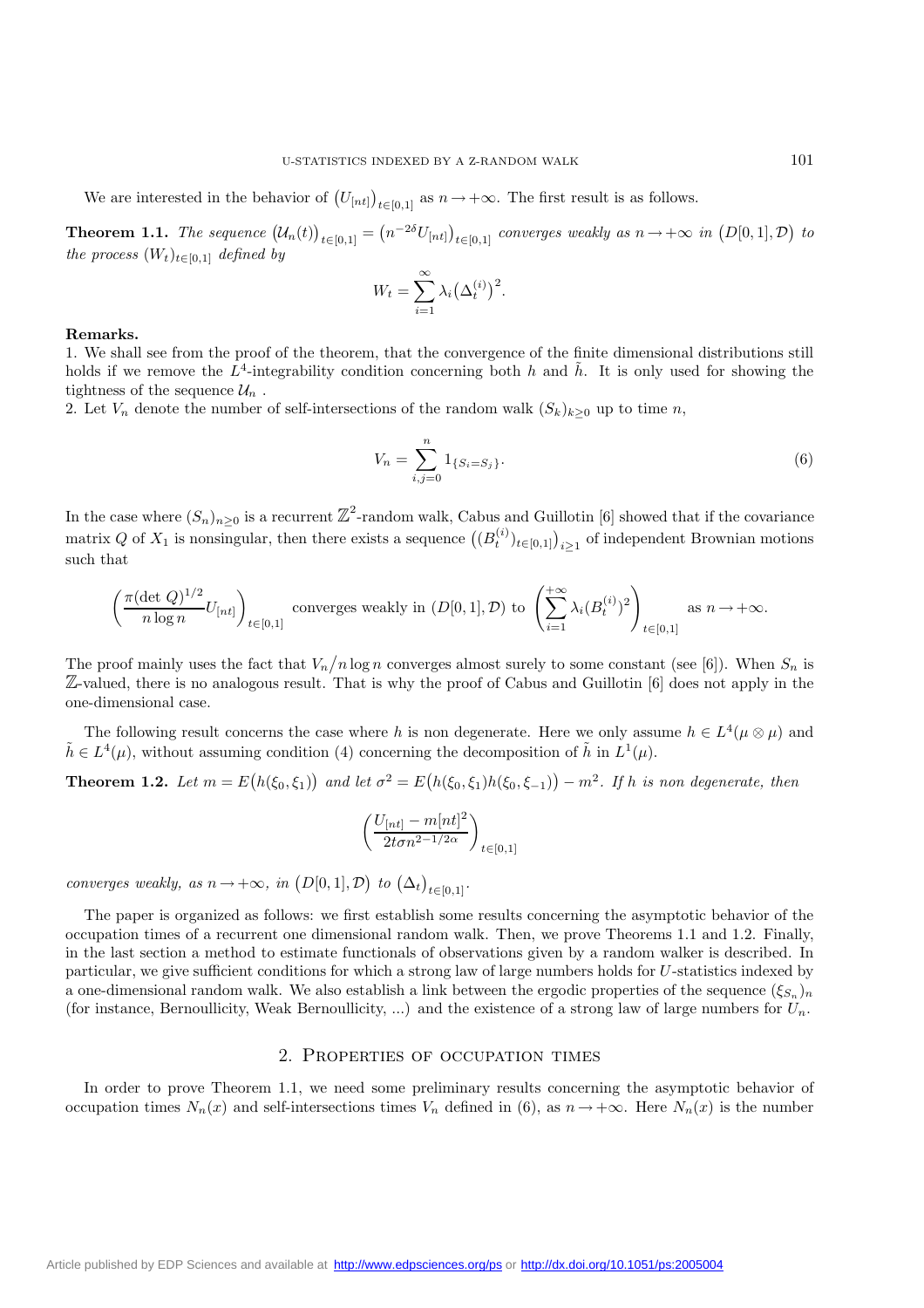We are interested in the behavior of $\left(U_{[nt]}\right)_{t\in[0,1]}$ as $n\to+\infty$. The first result is as follows.

**Theorem 1.1.** *The sequence* $\left(\mathcal{U}_n(t)\right)_{t\in[0,1]} = \left(n^{-2\delta}U_{[nt]}\right)_{t\in[0,1]}$ *converges weakly as* $n\to+\infty$ *in* $\left(D[0,1],\mathcal{D}\right)$ *to the process* $(W_t)_{t\in[0,1]}$ *defined by*

$$W_t = \sum_{i=1}^{\infty} \lambda_i \left(\Delta_t^{(i)}\right)^2.$$

**Remarks.**

1. We shall see from the proof of the theorem, that the convergence of the finite dimensional distributions still holds if we remove the $L^4$-integrability condition concerning both $h$ and $\tilde{h}$. It is only used for showing the tightness of the sequence $\mathcal{U}_n$ .

2. Let $V_n$ denote the number of self-intersections of the random walk $(S_k)_{k\geq 0}$ up to time $n$,

$$V_n = \sum_{i,j=0}^{n} 1_{\{S_i=S_j\}}. \tag{6}$$

In the case where $(S_n)_{n\geq 0}$ is a recurrent $\mathbb{Z}^2$-random walk, Cabus and Guillotin [6] showed that if the covariance matrix $Q$ of $X_1$ is nonsingular, then there exists a sequence $\left((B_t^{(i)})_{t\in[0,1]}\right)_{i\geq 1}$ of independent Brownian motions such that

$$\left(\frac{\pi(\det Q)^{1/2}}{n\log n}U_{[nt]}\right)_{t\in[0,1]} \text{ converges weakly in } (D[0,1],\mathcal{D}) \text{ to } \left(\sum_{i=1}^{+\infty}\lambda_i (B_t^{(i)})^2\right)_{t\in[0,1]} \text{ as } n\to+\infty.$$

The proof mainly uses the fact that $V_n/n\log n$ converges almost surely to some constant (see [6]). When $S_n$ is $\mathbb{Z}$-valued, there is no analogous result. That is why the proof of Cabus and Guillotin [6] does not apply in the one-dimensional case.

The following result concerns the case where $h$ is non degenerate. Here we only assume $h\in L^4(\mu\otimes\mu)$ and $\tilde{h}\in L^4(\mu)$, without assuming condition (4) concerning the decomposition of $\tilde{h}$ in $L^1(\mu)$.

**Theorem 1.2.** *Let* $m = E\left(h(\xi_0,\xi_1)\right)$ *and let* $\sigma^2 = E\left(h(\xi_0,\xi_1)h(\xi_0,\xi_{-1})\right) - m^2$. *If* $h$ *is non degenerate, then*

$$\left(\frac{U_{[nt]} - m[nt]^2}{2t\sigma n^{2-1/2\alpha}}\right)_{t\in[0,1]}$$

*converges weakly, as* $n\to+\infty$, *in* $\left(D[0,1],\mathcal{D}\right)$ *to* $\left(\Delta_t\right)_{t\in[0,1]}$.

The paper is organized as follows: we first establish some results concerning the asymptotic behavior of the occupation times of a recurrent one dimensional random walk. Then, we prove Theorems 1.1 and 1.2. Finally, in the last section a method to estimate functionals of observations given by a random walker is described. In particular, we give sufficient conditions for which a strong law of large numbers holds for $U$-statistics indexed by a one-dimensional random walk. We also establish a link between the ergodic properties of the sequence $(\xi_{S_n})_n$ (for instance, Bernoullicity, Weak Bernoullicity, ...) and the existence of a strong law of large numbers for $U_n$.

## 2. Properties of occupation times

In order to prove Theorem 1.1, we need some preliminary results concerning the asymptotic behavior of the occupation times $N_n(x)$ and self-intersections times $V_n$ defined in (6), as $n\to+\infty$. Here $N_n(x)$ is the number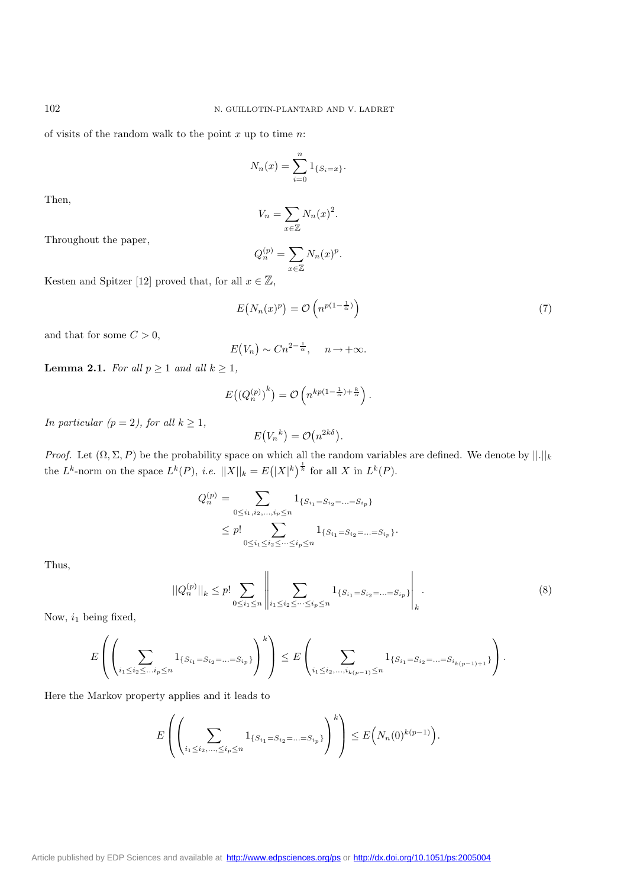of visits of the random walk to the point $x$ up to time $n$:

$$N_n(x) = \sum_{i=0}^{n} 1_{\{S_i = x\}}.$$

Then,

$$V_n = \sum_{x \in \mathbb{Z}} N_n(x)^2.$$

Throughout the paper,

$$Q_n^{(p)} = \sum_{x \in \mathbb{Z}} N_n(x)^p.$$

Kesten and Spitzer [12] proved that, for all $x \in \mathbb{Z}$,

$$E\big(N_n(x)^p\big) = \mathcal{O}\left(n^{p(1-\frac{1}{\alpha})}\right) \tag{7}$$

and that for some $C > 0$,

$$E\big(V_n\big) \sim C n^{2-\frac{1}{\alpha}}, \quad n \to +\infty.$$

**Lemma 2.1.** *For all $p \geq 1$ and all $k \geq 1$,*

$$E\big((Q_n^{(p)})^k\big) = \mathcal{O}\left(n^{kp(1-\frac{1}{\alpha})+\frac{k}{\alpha}}\right).$$

*In particular ($p = 2$), for all $k \geq 1$,*

$$E\big({V_n}^k\big) = \mathcal{O}\big(n^{2k\delta}\big).$$

*Proof.* Let $(\Omega, \Sigma, P)$ be the probability space on which all the random variables are defined. We denote by $||.||_k$ the $L^k$-norm on the space $L^k(P)$, *i.e.* $||X||_k = E\big(|X|^k\big)^{\frac{1}{k}}$ for all $X$ in $L^k(P)$.

$$\begin{aligned} Q_n^{(p)} &= \sum_{0 \leq i_1, i_2, \ldots, i_p \leq n} 1_{\{S_{i_1} = S_{i_2} = \ldots = S_{i_p}\}} \\ &\leq p! \sum_{0 \leq i_1 \leq i_2 \leq \cdots \leq i_p \leq n} 1_{\{S_{i_1} = S_{i_2} = \ldots = S_{i_p}\}}. \end{aligned}$$

Thus,

$$||Q_n^{(p)}||_k \leq p! \sum_{0 \leq i_1 \leq n} \left\| \sum_{i_1 \leq i_2 \leq \cdots \leq i_p \leq n} 1_{\{S_{i_1} = S_{i_2} = \ldots = S_{i_p}\}} \right\|_k. \tag{8}$$

Now, $i_1$ being fixed,

$$E\left(\left(\sum_{i_1 \leq i_2 \leq \ldots i_p \leq n} 1_{\{S_{i_1} = S_{i_2} = \ldots = S_{i_p}\}}\right)^k\right) \leq E\left(\sum_{i_1 \leq i_2, \ldots, i_{k(p-1)} \leq n} 1_{\{S_{i_1} = S_{i_2} = \ldots = S_{i_{k(p-1)+1}}\}}\right).$$

Here the Markov property applies and it leads to

$$E\left(\left(\sum_{i_1 \leq i_2, \ldots, \leq i_p \leq n} 1_{\{S_{i_1} = S_{i_2} = \ldots = S_{i_p}\}}\right)^k\right) \leq E\Big(N_n(0)^{k(p-1)}\Big).$$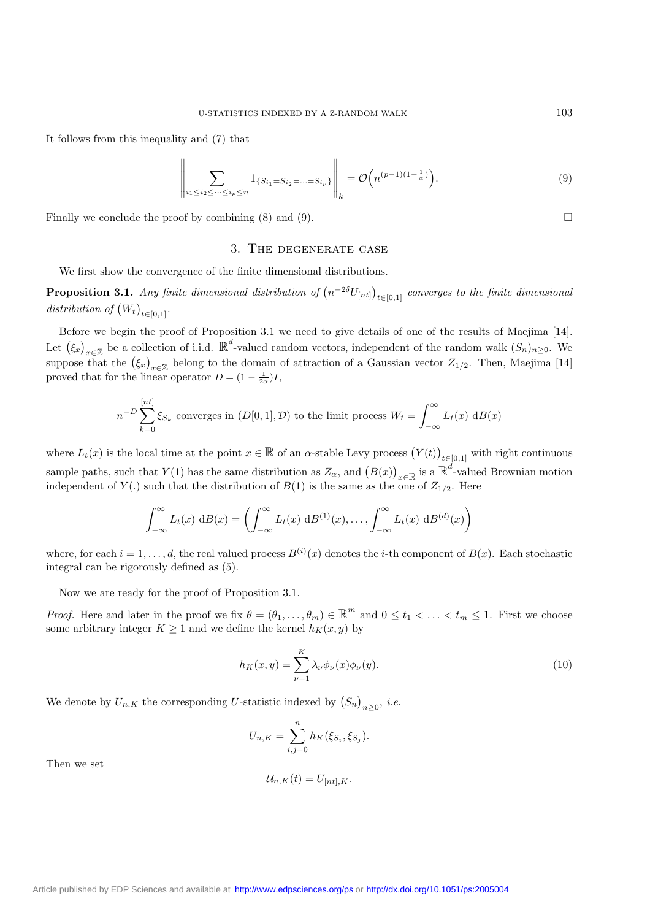It follows from this inequality and (7) that

$$\left\| \sum_{i_1 \le i_2 \le \cdots \le i_p \le n} 1_{\{S_{i_1} = S_{i_2} = \ldots = S_{i_p}\}} \right\|_k = \mathcal{O}\Big(n^{(p-1)(1-\frac{1}{\alpha})}\Big). \tag{9}$$

Finally we conclude the proof by combining (8) and (9). □

## 3. The degenerate case

We first show the convergence of the finite dimensional distributions.

**Proposition 3.1.** *Any finite dimensional distribution of $\left(n^{-2\delta} U_{[nt]}\right)_{t\in[0,1]}$ converges to the finite dimensional distribution of $\left(W_t\right)_{t\in[0,1]}$.*

Before we begin the proof of Proposition 3.1 we need to give details of one of the results of Maejima [14]. Let $\left(\xi_x\right)_{x\in\mathbb{Z}}$ be a collection of i.i.d. $\mathbb{R}^d$-valued random vectors, independent of the random walk $(S_n)_{n\ge 0}$. We suppose that the $\left(\xi_x\right)_{x\in\mathbb{Z}}$ belong to the domain of attraction of a Gaussian vector $Z_{1/2}$. Then, Maejima [14] proved that for the linear operator $D = (1 - \frac{1}{2\alpha})I$,

$$n^{-D} \sum_{k=0}^{[nt]} \xi_{S_k} \text{ converges in } (D[0,1], \mathcal{D}) \text{ to the limit process } W_t = \int_{-\infty}^{\infty} L_t(x)\ \mathrm{d}B(x)$$

where $L_t(x)$ is the local time at the point $x \in \mathbb{R}$ of an $\alpha$-stable Levy process $\left(Y(t)\right)_{t\in[0,1]}$ with right continuous sample paths, such that $Y(1)$ has the same distribution as $Z_\alpha$, and $\left(B(x)\right)_{x\in\mathbb{R}}$ is a $\mathbb{R}^d$-valued Brownian motion independent of $Y(.)$ such that the distribution of $B(1)$ is the same as the one of $Z_{1/2}$. Here

$$\int_{-\infty}^{\infty} L_t(x)\ \mathrm{d}B(x) = \left(\int_{-\infty}^{\infty} L_t(x)\ \mathrm{d}B^{(1)}(x), \ldots, \int_{-\infty}^{\infty} L_t(x)\ \mathrm{d}B^{(d)}(x)\right)$$

where, for each $i = 1, \ldots, d$, the real valued process $B^{(i)}(x)$ denotes the $i$-th component of $B(x)$. Each stochastic integral can be rigorously defined as (5).

Now we are ready for the proof of Proposition 3.1.

*Proof.* Here and later in the proof we fix $\theta = (\theta_1, \ldots, \theta_m) \in \mathbb{R}^m$ and $0 \le t_1 < \ldots < t_m \le 1$. First we choose some arbitrary integer $K \ge 1$ and we define the kernel $h_K(x, y)$ by

$$h_K(x, y) = \sum_{\nu=1}^{K} \lambda_\nu \phi_\nu(x)\phi_\nu(y). \tag{10}$$

We denote by $U_{n,K}$ the corresponding $U$-statistic indexed by $\left(S_n\right)_{n\ge 0}$, *i.e.*

$$U_{n,K} = \sum_{i,j=0}^{n} h_K(\xi_{S_i}, \xi_{S_j}).$$

Then we set

$$\mathcal{U}_{n,K}(t) = U_{[nt],K}.$$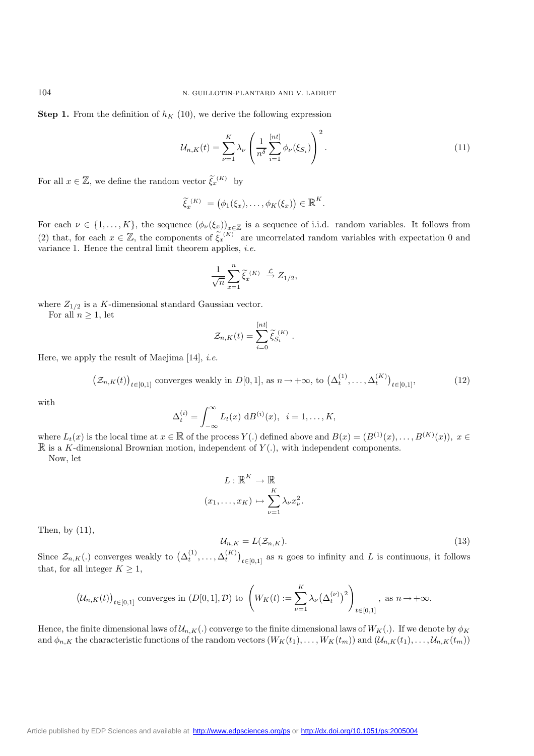**Step 1.** From the definition of $h_K$ (10), we derive the following expression

$$\mathcal{U}_{n,K}(t) = \sum_{\nu=1}^{K} \lambda_\nu \left( \frac{1}{n^\delta} \sum_{i=1}^{[nt]} \phi_\nu(\xi_{S_i}) \right)^2. \tag{11}$$

For all $x \in \mathbb{Z}$, we define the random vector $\widetilde{\xi}_x^{(K)}$ by

$$\widetilde{\xi}_x^{(K)} = \big(\phi_1(\xi_x), \ldots, \phi_K(\xi_x)\big) \in \mathbb{R}^K.$$

For each $\nu \in \{1, \ldots, K\}$, the sequence $(\phi_\nu(\xi_x))_{x\in\mathbb{Z}}$ is a sequence of i.i.d. random variables. It follows from (2) that, for each $x \in \mathbb{Z}$, the components of $\widetilde{\xi}_x^{(K)}$ are uncorrelated random variables with expectation 0 and variance 1. Hence the central limit theorem applies, *i.e.*

$$\frac{1}{\sqrt{n}} \sum_{x=1}^{n} \widetilde{\xi}_x^{(K)} \xrightarrow{\mathcal{L}} Z_{1/2},$$

where $Z_{1/2}$ is a $K$-dimensional standard Gaussian vector.

For all $n \geq 1$, let

$$\mathcal{Z}_{n,K}(t) = \sum_{i=0}^{[nt]} \widetilde{\xi}_{S_i}^{(K)}.$$

Here, we apply the result of Maejima [14], *i.e.*

$$\big(\mathcal{Z}_{n,K}(t)\big)_{t\in[0,1]} \text{ converges weakly in } D[0,1], \text{ as } n \to +\infty, \text{ to } \big(\Delta_t^{(1)}, \ldots, \Delta_t^{(K)}\big)_{t\in[0,1]}, \tag{12}$$

with

$$\Delta_t^{(i)} = \int_{-\infty}^{\infty} L_t(x)\, \mathrm{d}B^{(i)}(x), \quad i = 1, \ldots, K,$$

where $L_t(x)$ is the local time at $x \in \mathbb{R}$ of the process $Y(.)$ defined above and $B(x) = (B^{(1)}(x), \ldots, B^{(K)}(x))$, $x \in \mathbb{R}$ is a $K$-dimensional Brownian motion, independent of $Y(.)$, with independent components.

Now, let

$$L : \mathbb{R}^K \to \mathbb{R}$$
$$(x_1, \ldots, x_K) \mapsto \sum_{\nu=1}^{K} \lambda_\nu x_\nu^2.$$

Then, by (11),

$$\mathcal{U}_{n,K} = L(\mathcal{Z}_{n,K}). \tag{13}$$

Since $\mathcal{Z}_{n,K}(.)$ converges weakly to $\big(\Delta_t^{(1)}, \ldots, \Delta_t^{(K)}\big)_{t\in[0,1]}$ as $n$ goes to infinity and $L$ is continuous, it follows that, for all integer $K \geq 1$,

$$\big(\mathcal{U}_{n,K}(t)\big)_{t\in[0,1]} \text{ converges in } (D[0,1], \mathcal{D}) \text{ to } \left( W_K(t) := \sum_{\nu=1}^{K} \lambda_\nu \big(\Delta_t^{(\nu)}\big)^2 \right)_{t\in[0,1]}, \text{ as } n \to +\infty.$$

Hence, the finite dimensional laws of $\mathcal{U}_{n,K}(.)$ converge to the finite dimensional laws of $W_K(.)$. If we denote by $\phi_K$ and $\phi_{n,K}$ the characteristic functions of the random vectors $(W_K(t_1), \ldots, W_K(t_m))$ and $(\mathcal{U}_{n,K}(t_1), \ldots, \mathcal{U}_{n,K}(t_m))$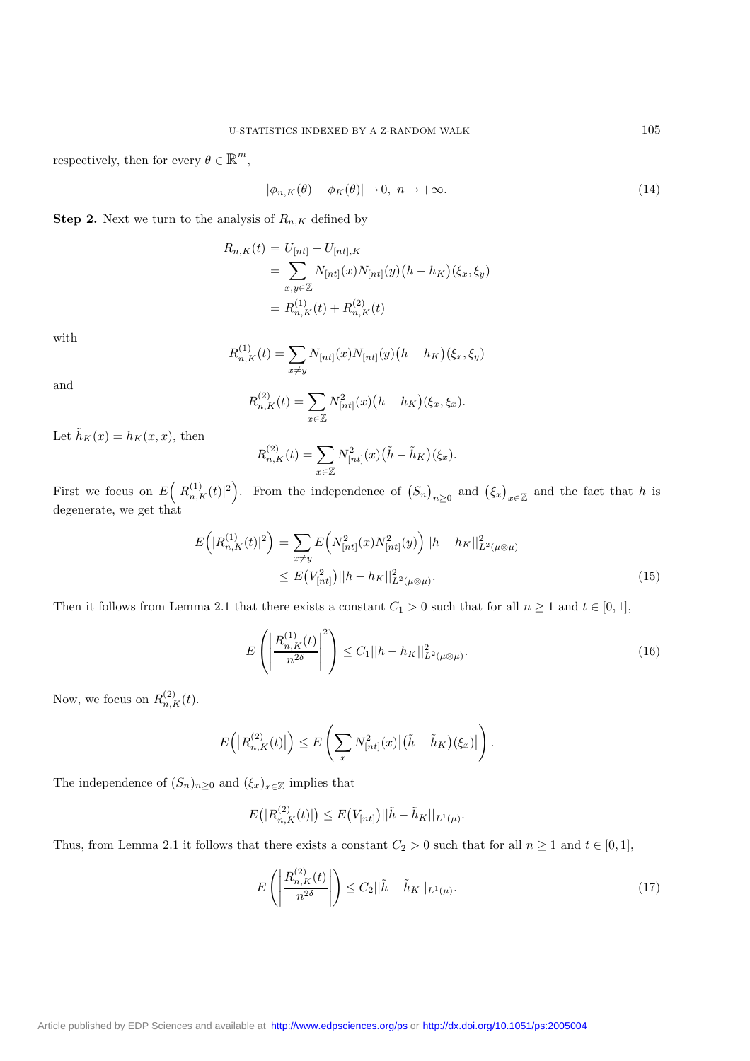respectively, then for every $\theta \in \mathbb{R}^m$,

$$|\phi_{n,K}(\theta) - \phi_K(\theta)| \to 0, \ n \to +\infty. \tag{14}$$

**Step 2.** Next we turn to the analysis of $R_{n,K}$ defined by

$$\begin{aligned} R_{n,K}(t) &= U_{[nt]} - U_{[nt],K} \\ &= \sum_{x,y \in \mathbb{Z}} N_{[nt]}(x) N_{[nt]}(y) \big(h - h_K\big)(\xi_x, \xi_y) \\ &= R^{(1)}_{n,K}(t) + R^{(2)}_{n,K}(t) \end{aligned}$$

with

$$R^{(1)}_{n,K}(t) = \sum_{x \neq y} N_{[nt]}(x) N_{[nt]}(y) \big(h - h_K\big)(\xi_x, \xi_y)$$

and

$$R^{(2)}_{n,K}(t) = \sum_{x \in \mathbb{Z}} N^2_{[nt]}(x) \big(h - h_K\big)(\xi_x, \xi_x).$$

Let $\tilde{h}_K(x) = h_K(x,x)$, then

$$R^{(2)}_{n,K}(t) = \sum_{x \in \mathbb{Z}} N^2_{[nt]}(x) \big(\tilde{h} - \tilde{h}_K\big)(\xi_x).$$

First we focus on $E\Big(|R^{(1)}_{n,K}(t)|^2\Big)$. From the independence of $\big(S_n\big)_{n \geq 0}$ and $\big(\xi_x\big)_{x \in \mathbb{Z}}$ and the fact that $h$ is degenerate, we get that

$$\begin{aligned} E\Big(|R^{(1)}_{n,K}(t)|^2\Big) &= \sum_{x \neq y} E\Big(N^2_{[nt]}(x) N^2_{[nt]}(y)\Big) ||h - h_K||^2_{L^2(\mu \otimes \mu)} \\ &\leq E\big(V^2_{[nt]}\big) ||h - h_K||^2_{L^2(\mu \otimes \mu)}. \end{aligned} \tag{15}$$

Then it follows from Lemma 2.1 that there exists a constant $C_1 > 0$ such that for all $n \geq 1$ and $t \in [0,1]$,

$$E\left(\left|\frac{R^{(1)}_{n,K}(t)}{n^{2\delta}}\right|^2\right) \leq C_1 ||h - h_K||^2_{L^2(\mu \otimes \mu)}. \tag{16}$$

Now, we focus on $R^{(2)}_{n,K}(t)$.

$$E\Big(\big|R^{(2)}_{n,K}(t)\big|\Big) \leq E\left(\sum_x N^2_{[nt]}(x) \big|\big(\tilde{h} - \tilde{h}_K\big)(\xi_x)\big|\right).$$

The independence of $(S_n)_{n \geq 0}$ and $(\xi_x)_{x \in \mathbb{Z}}$ implies that

$$E\big(|R^{(2)}_{n,K}(t)|\big) \leq E\big(V_{[nt]}\big) ||\tilde{h} - \tilde{h}_K||_{L^1(\mu)}.$$

Thus, from Lemma 2.1 it follows that there exists a constant $C_2 > 0$ such that for all $n \geq 1$ and $t \in [0,1]$,

$$E\left(\left|\frac{R^{(2)}_{n,K}(t)}{n^{2\delta}}\right|\right) \leq C_2 ||\tilde{h} - \tilde{h}_K||_{L^1(\mu)}. \tag{17}$$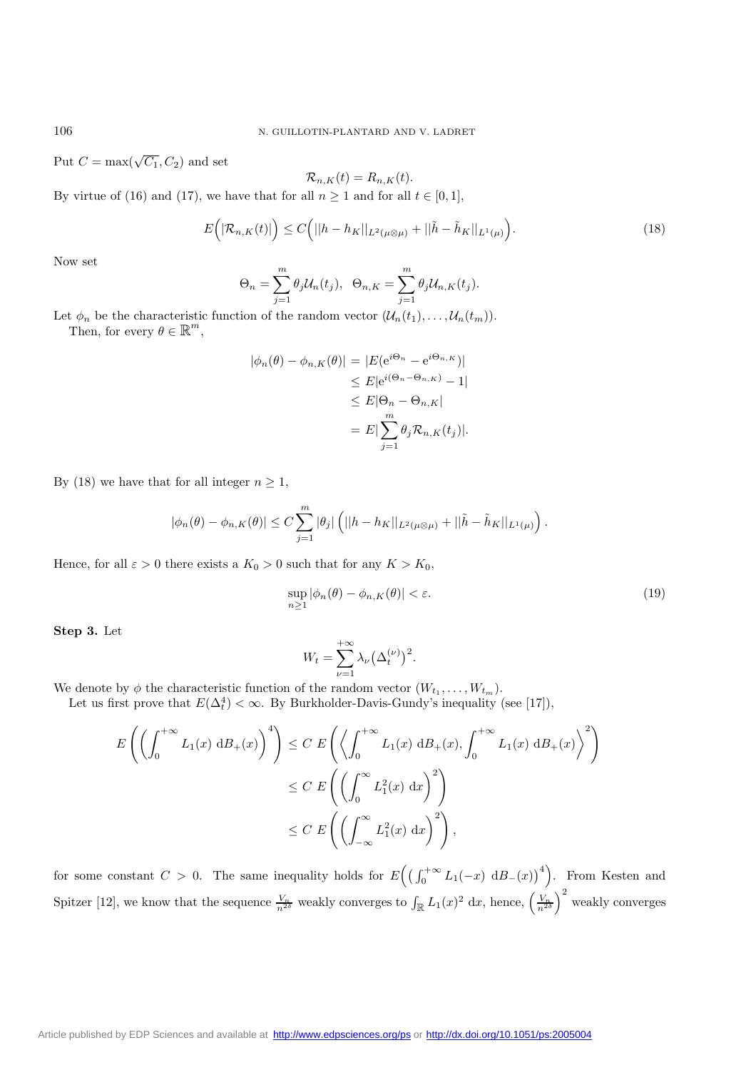Put $C = \max(\sqrt{C_1}, C_2)$ and set

$$\mathcal{R}_{n,K}(t) = R_{n,K}(t).$$

By virtue of (16) and (17), we have that for all $n \geq 1$ and for all $t \in [0,1]$,

$$E\Big(|\mathcal{R}_{n,K}(t)|\Big) \leq C\Big(||h - h_K||_{L^2(\mu\otimes\mu)} + ||\tilde{h} - \tilde{h}_K||_{L^1(\mu)}\Big). \tag{18}$$

Now set

$$\Theta_n = \sum_{j=1}^{m} \theta_j \mathcal{U}_n(t_j), \quad \Theta_{n,K} = \sum_{j=1}^{m} \theta_j \mathcal{U}_{n,K}(t_j).$$

Let $\phi_n$ be the characteristic function of the random vector $(\mathcal{U}_n(t_1), \ldots, \mathcal{U}_n(t_m))$.

Then, for every $\theta \in \mathbb{R}^m$,

$$\begin{aligned}
|\phi_n(\theta) - \phi_{n,K}(\theta)| &= |E(\mathrm{e}^{i\Theta_n} - \mathrm{e}^{i\Theta_{n,K}})| \\
&\leq E|\mathrm{e}^{i(\Theta_n - \Theta_{n,K})} - 1| \\
&\leq E|\Theta_n - \Theta_{n,K}| \\
&= E|\sum_{j=1}^{m} \theta_j \mathcal{R}_{n,K}(t_j)|.
\end{aligned}$$

By (18) we have that for all integer $n \geq 1$,

$$|\phi_n(\theta) - \phi_{n,K}(\theta)| \leq C \sum_{j=1}^{m} |\theta_j| \left(||h - h_K||_{L^2(\mu\otimes\mu)} + ||\tilde{h} - \tilde{h}_K||_{L^1(\mu)}\right).$$

Hence, for all $\varepsilon > 0$ there exists a $K_0 > 0$ such that for any $K > K_0$,

$$\sup_{n\geq 1} |\phi_n(\theta) - \phi_{n,K}(\theta)| < \varepsilon. \tag{19}$$

**Step 3.** Let

$$W_t = \sum_{\nu=1}^{+\infty} \lambda_\nu \big(\Delta_t^{(\nu)}\big)^2.$$

We denote by $\phi$ the characteristic function of the random vector $(W_{t_1}, \ldots, W_{t_m})$.

Let us first prove that $E(\Delta_t^4) < \infty$. By Burkholder-Davis-Gundy's inequality (see [17]),

$$\begin{aligned}
E\left(\left(\int_0^{+\infty} L_1(x)\ \mathrm{d}B_+(x)\right)^4\right) &\leq C\ E\left(\left\langle \int_0^{+\infty} L_1(x)\ \mathrm{d}B_+(x), \int_0^{+\infty} L_1(x)\ \mathrm{d}B_+(x)\right\rangle^2\right) \\
&\leq C\ E\left(\left(\int_0^{\infty} L_1^2(x)\ \mathrm{d}x\right)^2\right) \\
&\leq C\ E\left(\left(\int_{-\infty}^{\infty} L_1^2(x)\ \mathrm{d}x\right)^2\right),
\end{aligned}$$

for some constant $C > 0$. The same inequality holds for $E\Big(\big(\int_0^{+\infty} L_1(-x)\ \mathrm{d}B_-(x)\big)^4\Big)$. From Kesten and Spitzer [12], we know that the sequence $\frac{V_n}{n^{2\delta}}$ weakly converges to $\int_{\mathbb{R}} L_1(x)^2\ \mathrm{d}x$, hence, $\left(\frac{V_n}{n^{2\delta}}\right)^2$ weakly converges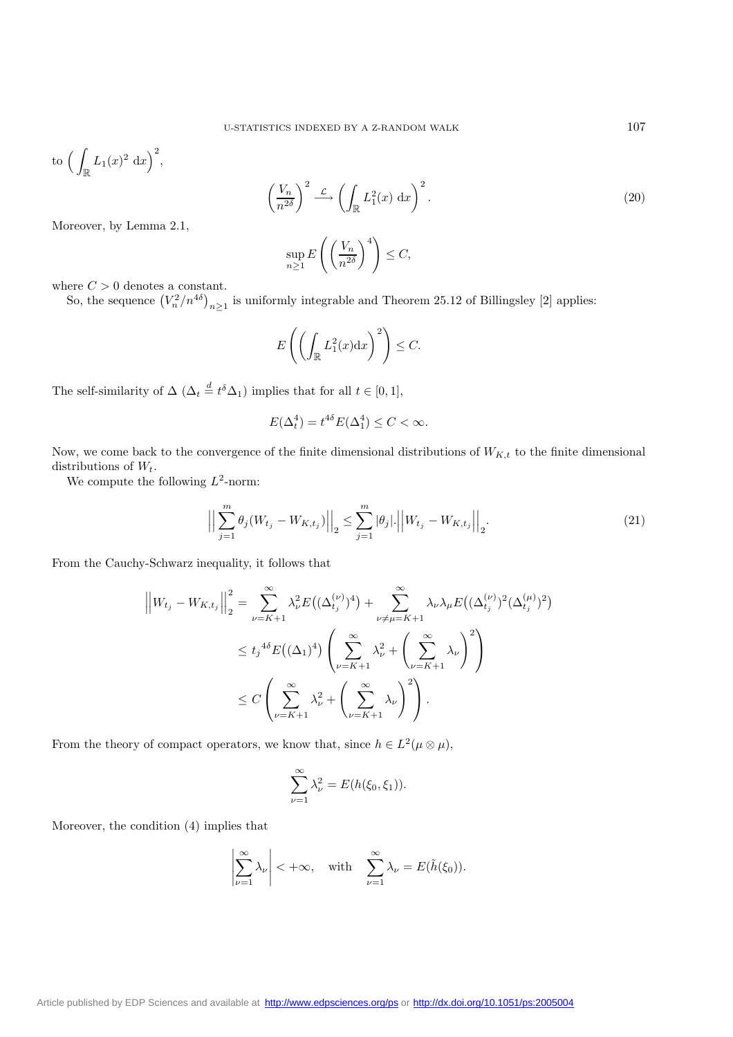to $\Big(\displaystyle\int_{\mathbb{R}} L_1(x)^2 \, \mathrm{d}x\Big)^2$,

$$\left(\frac{V_n}{n^{2\delta}}\right)^2 \xrightarrow{\mathcal{L}} \left(\int_{\mathbb{R}} L_1^2(x) \, \mathrm{d}x\right)^2. \tag{20}$$

Moreover, by Lemma 2.1,

$$\sup_{n \geq 1} E\left(\left(\frac{V_n}{n^{2\delta}}\right)^4\right) \leq C,$$

where $C > 0$ denotes a constant.

So, the sequence $\left(V_n^2/n^{4\delta}\right)_{n \geq 1}$ is uniformly integrable and Theorem 25.12 of Billingsley [2] applies:

$$E\left(\left(\int_{\mathbb{R}} L_1^2(x) \mathrm{d}x\right)^2\right) \leq C.$$

The self-similarity of $\Delta$ ($\Delta_t \overset{d}{=} t^{\delta} \Delta_1$) implies that for all $t \in [0,1]$,

$$E(\Delta_t^4) = t^{4\delta} E(\Delta_1^4) \leq C < \infty.$$

Now, we come back to the convergence of the finite dimensional distributions of $W_{K,t}$ to the finite dimensional distributions of $W_t$.

We compute the following $L^2$-norm:

$$\Big|\Big| \sum_{j=1}^{m} \theta_j (W_{t_j} - W_{K,t_j}) \Big|\Big|_2 \leq \sum_{j=1}^{m} |\theta_j| . \Big|\Big| W_{t_j} - W_{K,t_j} \Big|\Big|_2 . \tag{21}$$

From the Cauchy-Schwarz inequality, it follows that

$$\begin{aligned}
\Big|\Big| W_{t_j} - W_{K,t_j} \Big|\Big|_2^2 &= \sum_{\nu=K+1}^{\infty} \lambda_\nu^2 E\big((\Delta_{t_j}^{(\nu)})^4\big) + \sum_{\nu \neq \mu = K+1}^{\infty} \lambda_\nu \lambda_\mu E\big((\Delta_{t_j}^{(\nu)})^2 (\Delta_{t_j}^{(\mu)})^2\big) \\
&\leq {t_j}^{4\delta} E\big((\Delta_1)^4\big) \left( \sum_{\nu=K+1}^{\infty} \lambda_\nu^2 + \left( \sum_{\nu=K+1}^{\infty} \lambda_\nu \right)^2 \right) \\
&\leq C \left( \sum_{\nu=K+1}^{\infty} \lambda_\nu^2 + \left( \sum_{\nu=K+1}^{\infty} \lambda_\nu \right)^2 \right).
\end{aligned}$$

From the theory of compact operators, we know that, since $h \in L^2(\mu \otimes \mu)$,

$$\sum_{\nu=1}^{\infty} \lambda_\nu^2 = E(h(\xi_0, \xi_1)).$$

Moreover, the condition (4) implies that

$$\left| \sum_{\nu=1}^{\infty} \lambda_\nu \right| < +\infty, \quad \text{with} \quad \sum_{\nu=1}^{\infty} \lambda_\nu = E(\tilde{h}(\xi_0)).$$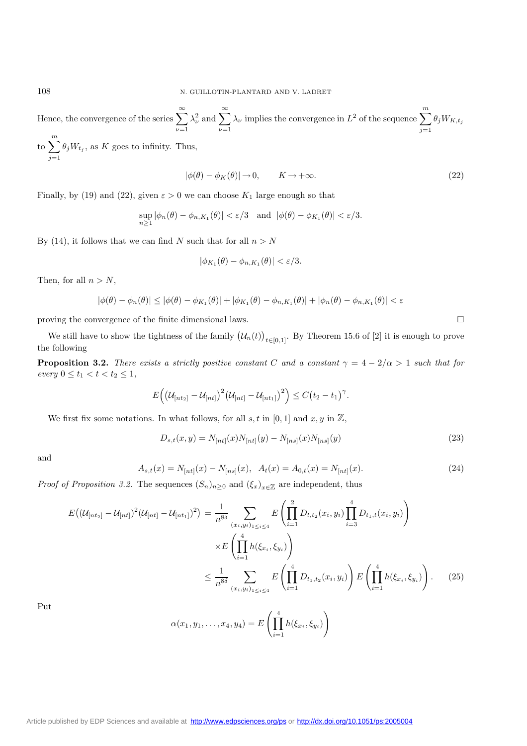Hence, the convergence of the series $\sum_{\nu=1}^{\infty} \lambda_\nu^2$ and $\sum_{\nu=1}^{\infty} \lambda_\nu$ implies the convergence in $L^2$ of the sequence $\sum_{j=1}^{m} \theta_j W_{K,t_j}$ to $\sum_{j=1}^{m} \theta_j W_{t_j}$, as $K$ goes to infinity. Thus,

$$|\phi(\theta) - \phi_K(\theta)| \to 0, \qquad K \to +\infty. \tag{22}$$

Finally, by (19) and (22), given $\varepsilon > 0$ we can choose $K_1$ large enough so that

$$\sup_{n \geq 1} |\phi_n(\theta) - \phi_{n,K_1}(\theta)| < \varepsilon/3 \quad \text{and} \quad |\phi(\theta) - \phi_{K_1}(\theta)| < \varepsilon/3.$$

By (14), it follows that we can find $N$ such that for all $n > N$

$$|\phi_{K_1}(\theta) - \phi_{n,K_1}(\theta)| < \varepsilon/3.$$

Then, for all $n > N$,

$$|\phi(\theta) - \phi_n(\theta)| \leq |\phi(\theta) - \phi_{K_1}(\theta)| + |\phi_{K_1}(\theta) - \phi_{n,K_1}(\theta)| + |\phi_n(\theta) - \phi_{n,K_1}(\theta)| < \varepsilon$$

proving the convergence of the finite dimensional laws. $\square$

We still have to show the tightness of the family $\big(\mathcal{U}_n(t)\big)_{t\in[0,1]}$. By Theorem 15.6 of [2] it is enough to prove the following

**Proposition 3.2.** *There exists a strictly positive constant $C$ and a constant $\gamma = 4 - 2/\alpha > 1$ such that for every $0 \leq t_1 < t < t_2 \leq 1$,*

$$E\Big(\big(\mathcal{U}_{[nt_2]} - \mathcal{U}_{[nt]}\big)^2 \big(\mathcal{U}_{[nt]} - \mathcal{U}_{[nt_1]}\big)^2\Big) \leq C\big(t_2 - t_1\big)^{\gamma}.$$

We first fix some notations. In what follows, for all $s, t$ in $[0,1]$ and $x, y$ in $\mathbb{Z}$,

$$D_{s,t}(x,y) = N_{[nt]}(x)N_{[nt]}(y) - N_{[ns]}(x)N_{[ns]}(y) \tag{23}$$

and

$$A_{s,t}(x) = N_{[nt]}(x) - N_{[ns]}(x), \quad A_t(x) = A_{0,t}(x) = N_{[nt]}(x). \tag{24}$$

*Proof of Proposition 3.2.* The sequences $(S_n)_{n\geq 0}$ and $(\xi_x)_{x\in\mathbb{Z}}$ are independent, thus

$$\begin{aligned} E\big((\mathcal{U}_{[nt_2]} - \mathcal{U}_{[nt]})^2(\mathcal{U}_{[nt]} - \mathcal{U}_{[nt_1]})^2\big) &= \frac{1}{n^{8\delta}} \sum_{(x_i,y_i)_{1\leq i\leq 4}} E\left(\prod_{i=1}^{2} D_{t,t_2}(x_i,y_i) \prod_{i=3}^{4} D_{t_1,t}(x_i,y_i)\right) \\ &\quad \times E\left(\prod_{i=1}^{4} h(\xi_{x_i}, \xi_{y_i})\right) \\ &\leq \frac{1}{n^{8\delta}} \sum_{(x_i,y_i)_{1\leq i\leq 4}} E\left(\prod_{i=1}^{4} D_{t_1,t_2}(x_i,y_i)\right) E\left(\prod_{i=1}^{4} h(\xi_{x_i}, \xi_{y_i})\right). \end{aligned} \tag{25}$$

Put

$$\alpha(x_1, y_1, \ldots, x_4, y_4) = E\left(\prod_{i=1}^{4} h(\xi_{x_i}, \xi_{y_i})\right)$$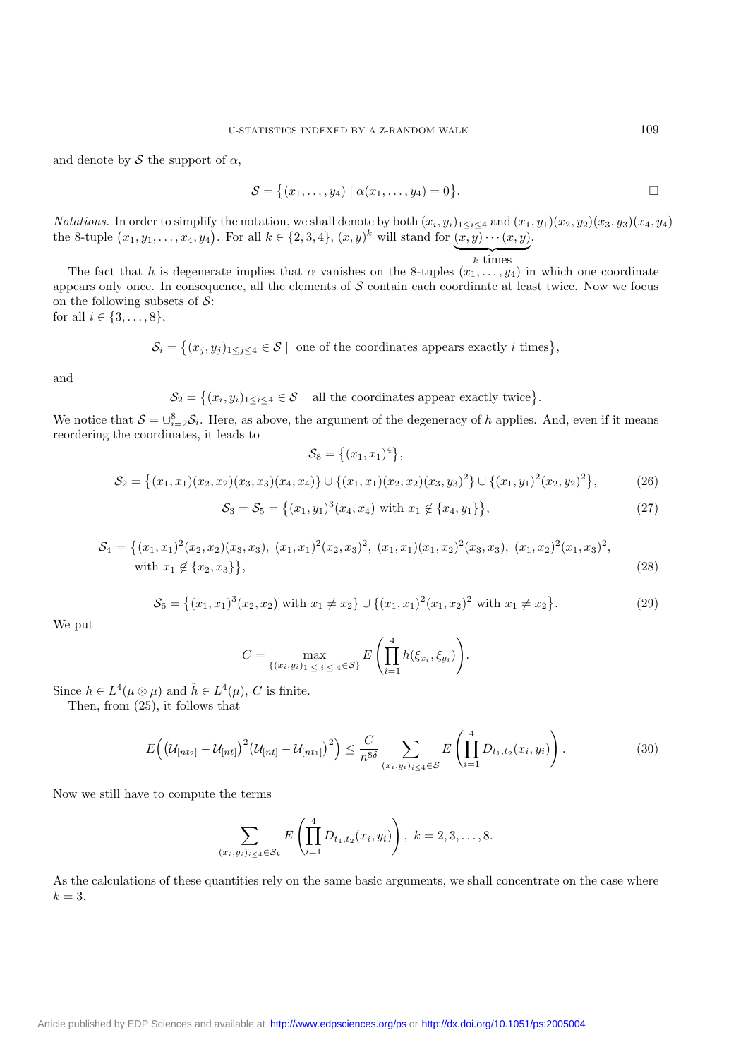and denote by $\mathcal{S}$ the support of $\alpha$,

$$\mathcal{S} = \big\{(x_1, \dots, y_4) \mid \alpha(x_1, \dots, y_4) = 0\big\}. \qquad \square$$

*Notations.* In order to simplify the notation, we shall denote by both $(x_i, y_i)_{1 \le i \le 4}$ and $(x_1, y_1)(x_2, y_2)(x_3, y_3)(x_4, y_4)$ the 8-tuple $\big(x_1, y_1, \dots, x_4, y_4\big)$. For all $k \in \{2, 3, 4\}$, $(x, y)^k$ will stand for $\underbrace{(x, y) \cdots (x, y)}_{k \text{ times}}$.

The fact that $h$ is degenerate implies that $\alpha$ vanishes on the 8-tuples $(x_1, \dots, y_4)$ in which one coordinate appears only once. In consequence, all the elements of $\mathcal{S}$ contain each coordinate at least twice. Now we focus on the following subsets of $\mathcal{S}$:
for all $i \in \{3, \dots, 8\}$,

$$\mathcal{S}_i = \big\{(x_j, y_j)_{1 \le j \le 4} \in \mathcal{S} \mid \text{ one of the coordinates appears exactly } i \text{ times}\big\},$$

and

$$\mathcal{S}_2 = \big\{(x_i, y_i)_{1 \le i \le 4} \in \mathcal{S} \mid \text{ all the coordinates appear exactly twice}\big\}.$$

We notice that $\mathcal{S} = \cup_{i=2}^{8} \mathcal{S}_i$. Here, as above, the argument of the degeneracy of $h$ applies. And, even if it means reordering the coordinates, it leads to

$$\mathcal{S}_8 = \big\{(x_1, x_1)^4\big\},$$

$$\mathcal{S}_2 = \big\{(x_1, x_1)(x_2, x_2)(x_3, x_3)(x_4, x_4)\big\} \cup \big\{(x_1, x_1)(x_2, x_2)(x_3, y_3)^2\big\} \cup \big\{(x_1, y_1)^2(x_2, y_2)^2\big\}, \tag{26}$$

$$\mathcal{S}_3 = \mathcal{S}_5 = \big\{(x_1, y_1)^3(x_4, x_4) \text{ with } x_1 \notin \{x_4, y_1\}\big\}, \tag{27}$$

$$\begin{aligned} \mathcal{S}_4 = \big\{&(x_1, x_1)^2(x_2, x_2)(x_3, x_3),\ (x_1, x_1)^2(x_2, x_3)^2,\ (x_1, x_1)(x_1, x_2)^2(x_3, x_3),\ (x_1, x_2)^2(x_1, x_3)^2, \\ &\text{with } x_1 \notin \{x_2, x_3\}\big\}, \end{aligned} \tag{28}$$

$$\mathcal{S}_6 = \big\{(x_1, x_1)^3(x_2, x_2) \text{ with } x_1 \neq x_2\big\} \cup \big\{(x_1, x_1)^2(x_1, x_2)^2 \text{ with } x_1 \neq x_2\big\}. \tag{29}$$

We put

$$C = \max_{\{(x_i, y_i)_{1 \le i \le 4} \in \mathcal{S}\}} E\left(\prod_{i=1}^{4} h(\xi_{x_i}, \xi_{y_i})\right).$$

Since $h \in L^4(\mu \otimes \mu)$ and $\tilde{h} \in L^4(\mu)$, $C$ is finite.

Then, from (25), it follows that

$$E\Big(\big(\mathcal{U}_{[nt_2]} - \mathcal{U}_{[nt]}\big)^2 \big(\mathcal{U}_{[nt]} - \mathcal{U}_{[nt_1]}\big)^2\Big) \le \frac{C}{n^{8\delta}} \sum_{(x_i, y_i)_{i \le 4} \in \mathcal{S}} E\left(\prod_{i=1}^{4} D_{t_1, t_2}(x_i, y_i)\right). \tag{30}$$

Now we still have to compute the terms

$$\sum_{(x_i, y_i)_{i \le 4} \in \mathcal{S}_k} E\left(\prod_{i=1}^{4} D_{t_1, t_2}(x_i, y_i)\right),\ k = 2, 3, \dots, 8.$$

As the calculations of these quantities rely on the same basic arguments, we shall concentrate on the case where $k = 3$.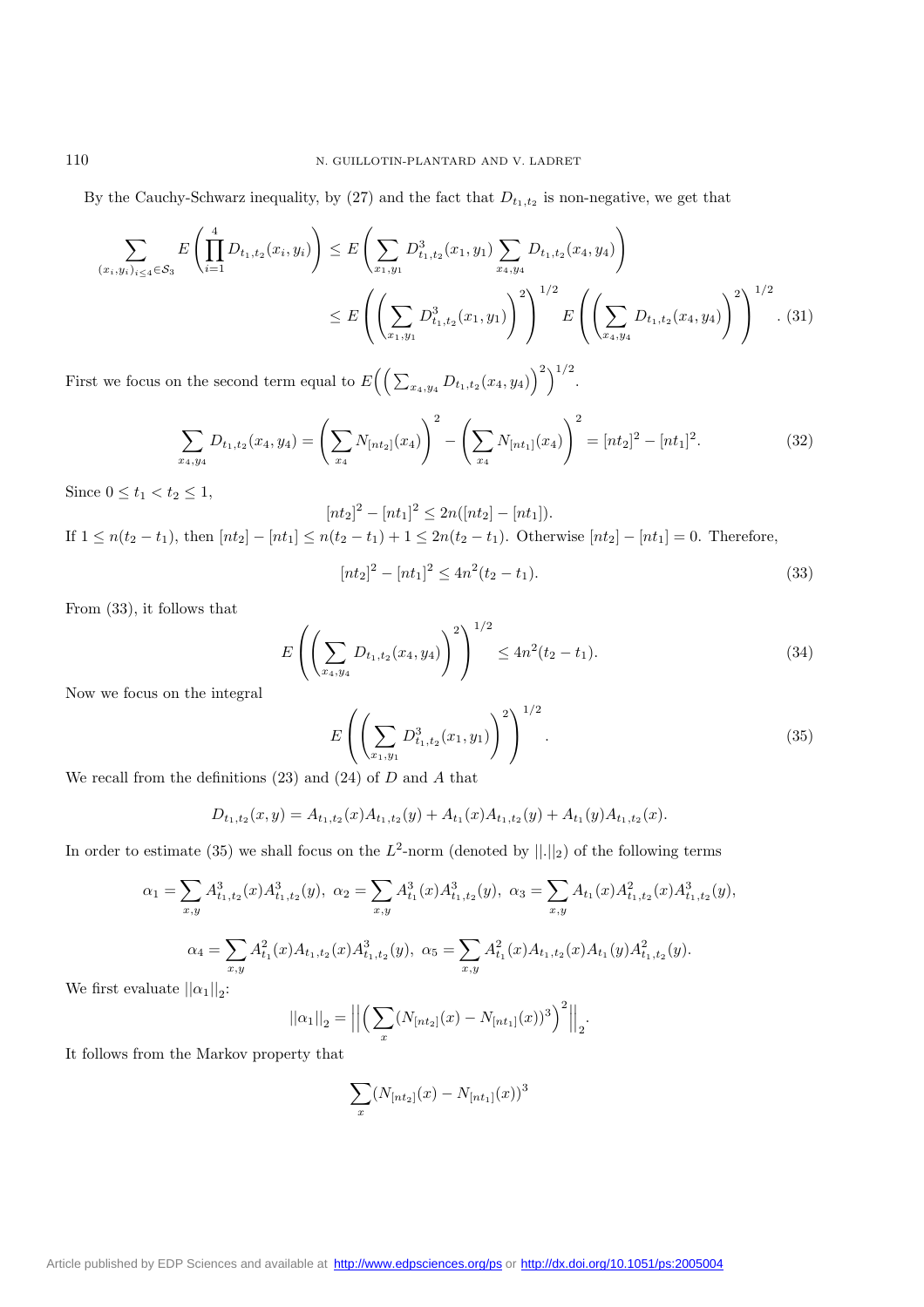By the Cauchy-Schwarz inequality, by (27) and the fact that $D_{t_1,t_2}$ is non-negative, we get that

$$\sum_{(x_i,y_i)_{i\le 4}\in\mathcal{S}_3} E\left(\prod_{i=1}^4 D_{t_1,t_2}(x_i,y_i)\right) \le E\left(\sum_{x_1,y_1} D^3_{t_1,t_2}(x_1,y_1)\sum_{x_4,y_4} D_{t_1,t_2}(x_4,y_4)\right)$$

$$\le E\left(\left(\sum_{x_1,y_1} D^3_{t_1,t_2}(x_1,y_1)\right)^2\right)^{1/2} E\left(\left(\sum_{x_4,y_4} D_{t_1,t_2}(x_4,y_4)\right)^2\right)^{1/2}. \quad (31)$$

First we focus on the second term equal to $E\Big(\Big(\sum_{x_4,y_4} D_{t_1,t_2}(x_4,y_4)\Big)^2\Big)^{1/2}$.

$$\sum_{x_4,y_4} D_{t_1,t_2}(x_4,y_4) = \left(\sum_{x_4} N_{[nt_2]}(x_4)\right)^2 - \left(\sum_{x_4} N_{[nt_1]}(x_4)\right)^2 = [nt_2]^2 - [nt_1]^2. \quad (32)$$

Since $0 \le t_1 < t_2 \le 1$,

$$[nt_2]^2 - [nt_1]^2 \le 2n([nt_2]-[nt_1]).$$

If $1 \le n(t_2-t_1)$, then $[nt_2]-[nt_1] \le n(t_2-t_1)+1 \le 2n(t_2-t_1)$. Otherwise $[nt_2]-[nt_1]=0$. Therefore,

$$[nt_2]^2 - [nt_1]^2 \le 4n^2(t_2-t_1). \quad (33)$$

From (33), it follows that

$$E\left(\left(\sum_{x_4,y_4} D_{t_1,t_2}(x_4,y_4)\right)^2\right)^{1/2} \le 4n^2(t_2-t_1). \quad (34)$$

Now we focus on the integral

$$E\left(\left(\sum_{x_1,y_1} D^3_{t_1,t_2}(x_1,y_1)\right)^2\right)^{1/2}. \quad (35)$$

We recall from the definitions (23) and (24) of $D$ and $A$ that

$$D_{t_1,t_2}(x,y) = A_{t_1,t_2}(x)A_{t_1,t_2}(y) + A_{t_1}(x)A_{t_1,t_2}(y) + A_{t_1}(y)A_{t_1,t_2}(x).$$

In order to estimate (35) we shall focus on the $L^2$-norm (denoted by $||.||_2$) of the following terms

$$\alpha_1 = \sum_{x,y} A^3_{t_1,t_2}(x)A^3_{t_1,t_2}(y),\ \alpha_2 = \sum_{x,y} A^3_{t_1}(x)A^3_{t_1,t_2}(y),\ \alpha_3 = \sum_{x,y} A_{t_1}(x)A^2_{t_1,t_2}(x)A^3_{t_1,t_2}(y),$$

$$\alpha_4 = \sum_{x,y} A^2_{t_1}(x)A_{t_1,t_2}(x)A^3_{t_1,t_2}(y),\ \alpha_5 = \sum_{x,y} A^2_{t_1}(x)A_{t_1,t_2}(x)A_{t_1}(y)A^2_{t_1,t_2}(y).$$

We first evaluate $||\alpha_1||_2$:

$$||\alpha_1||_2 = \Big|\Big|\Big(\sum_x (N_{[nt_2]}(x)-N_{[nt_1]}(x))^3\Big)^2\Big|\Big|_2.$$

It follows from the Markov property that

$$\sum_x (N_{[nt_2]}(x)-N_{[nt_1]}(x))^3$$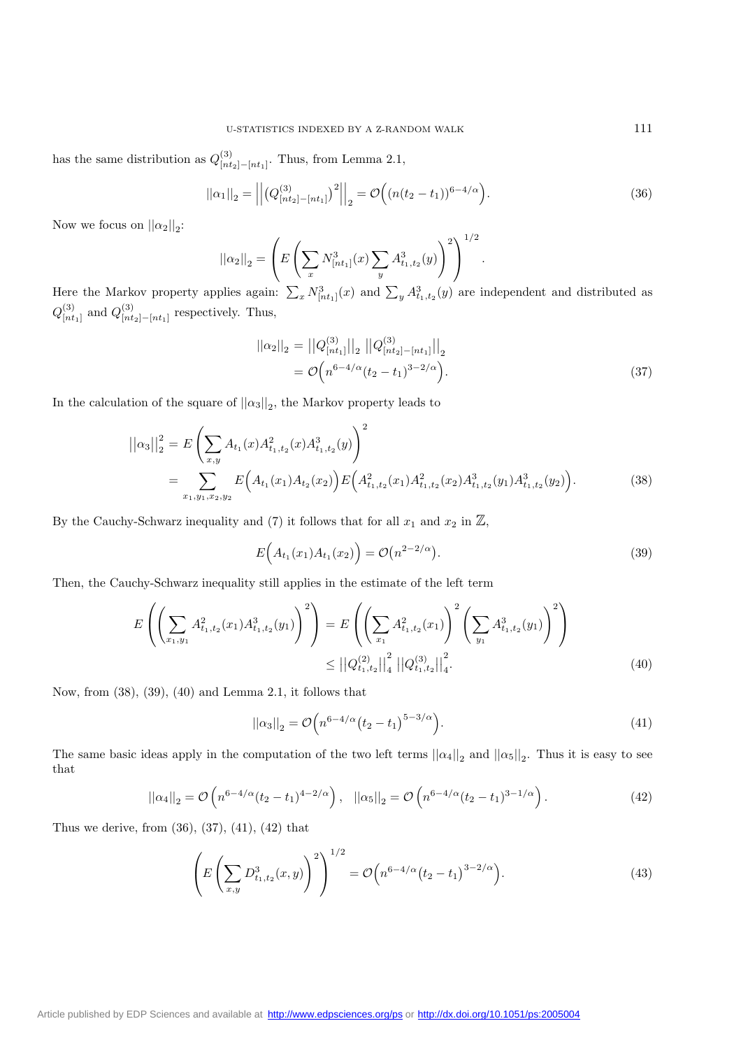has the same distribution as $Q^{(3)}_{[nt_2]-[nt_1]}$. Thus, from Lemma 2.1,

$$||\alpha_1||_2 = \left|\left|\left(Q^{(3)}_{[nt_2]-[nt_1]}\right)^2\right|\right|_2 = \mathcal{O}\Big((n(t_2-t_1))^{6-4/\alpha}\Big). \tag{36}$$

Now we focus on $||\alpha_2||_2$:

$$||\alpha_2||_2 = \left(E\left(\sum_x N^3_{[nt_1]}(x)\sum_y A^3_{t_1,t_2}(y)\right)^2\right)^{1/2}.$$

Here the Markov property applies again: $\sum_x N^3_{[nt_1]}(x)$ and $\sum_y A^3_{t_1,t_2}(y)$ are independent and distributed as $Q^{(3)}_{[nt_1]}$ and $Q^{(3)}_{[nt_2]-[nt_1]}$ respectively. Thus,

$$\begin{aligned}||\alpha_2||_2 &= \left|\left|Q^{(3)}_{[nt_1]}\right|\right|_2 \left|\left|Q^{(3)}_{[nt_2]-[nt_1]}\right|\right|_2\\ &= \mathcal{O}\Big(n^{6-4/\alpha}(t_2-t_1)^{3-2/\alpha}\Big).\end{aligned} \tag{37}$$

In the calculation of the square of $||\alpha_3||_2$, the Markov property leads to

$$\begin{aligned}\left|\left|\alpha_3\right|\right|_2^2 &= E\left(\sum_{x,y} A_{t_1}(x)A^2_{t_1,t_2}(x)A^3_{t_1,t_2}(y)\right)^2\\ &= \sum_{x_1,y_1,x_2,y_2} E\Big(A_{t_1}(x_1)A_{t_2}(x_2)\Big)E\Big(A^2_{t_1,t_2}(x_1)A^2_{t_1,t_2}(x_2)A^3_{t_1,t_2}(y_1)A^3_{t_1,t_2}(y_2)\Big).\end{aligned} \tag{38}$$

By the Cauchy-Schwarz inequality and (7) it follows that for all $x_1$ and $x_2$ in $\mathbb{Z}$,

$$E\Big(A_{t_1}(x_1)A_{t_1}(x_2)\Big) = \mathcal{O}\big(n^{2-2/\alpha}\big). \tag{39}$$

Then, the Cauchy-Schwarz inequality still applies in the estimate of the left term

$$\begin{aligned}E\left(\left(\sum_{x_1,y_1} A^2_{t_1,t_2}(x_1)A^3_{t_1,t_2}(y_1)\right)^2\right) &= E\left(\left(\sum_{x_1} A^2_{t_1,t_2}(x_1)\right)^2\left(\sum_{y_1} A^3_{t_1,t_2}(y_1)\right)^2\right)\\ &\leq \left|\left|Q^{(2)}_{t_1,t_2}\right|\right|_4^2 \left|\left|Q^{(3)}_{t_1,t_2}\right|\right|_4^2.\end{aligned} \tag{40}$$

Now, from (38), (39), (40) and Lemma 2.1, it follows that

$$||\alpha_3||_2 = \mathcal{O}\Big(n^{6-4/\alpha}\big(t_2-t_1\big)^{5-3/\alpha}\Big). \tag{41}$$

The same basic ideas apply in the computation of the two left terms $||\alpha_4||_2$ and $||\alpha_5||_2$. Thus it is easy to see that

$$||\alpha_4||_2 = \mathcal{O}\left(n^{6-4/\alpha}(t_2-t_1)^{4-2/\alpha}\right), \quad ||\alpha_5||_2 = \mathcal{O}\left(n^{6-4/\alpha}(t_2-t_1)^{3-1/\alpha}\right). \tag{42}$$

Thus we derive, from (36), (37), (41), (42) that

$$\left(E\left(\sum_{x,y} D^3_{t_1,t_2}(x,y)\right)^2\right)^{1/2} = \mathcal{O}\Big(n^{6-4/\alpha}\big(t_2-t_1\big)^{3-2/\alpha}\Big). \tag{43}$$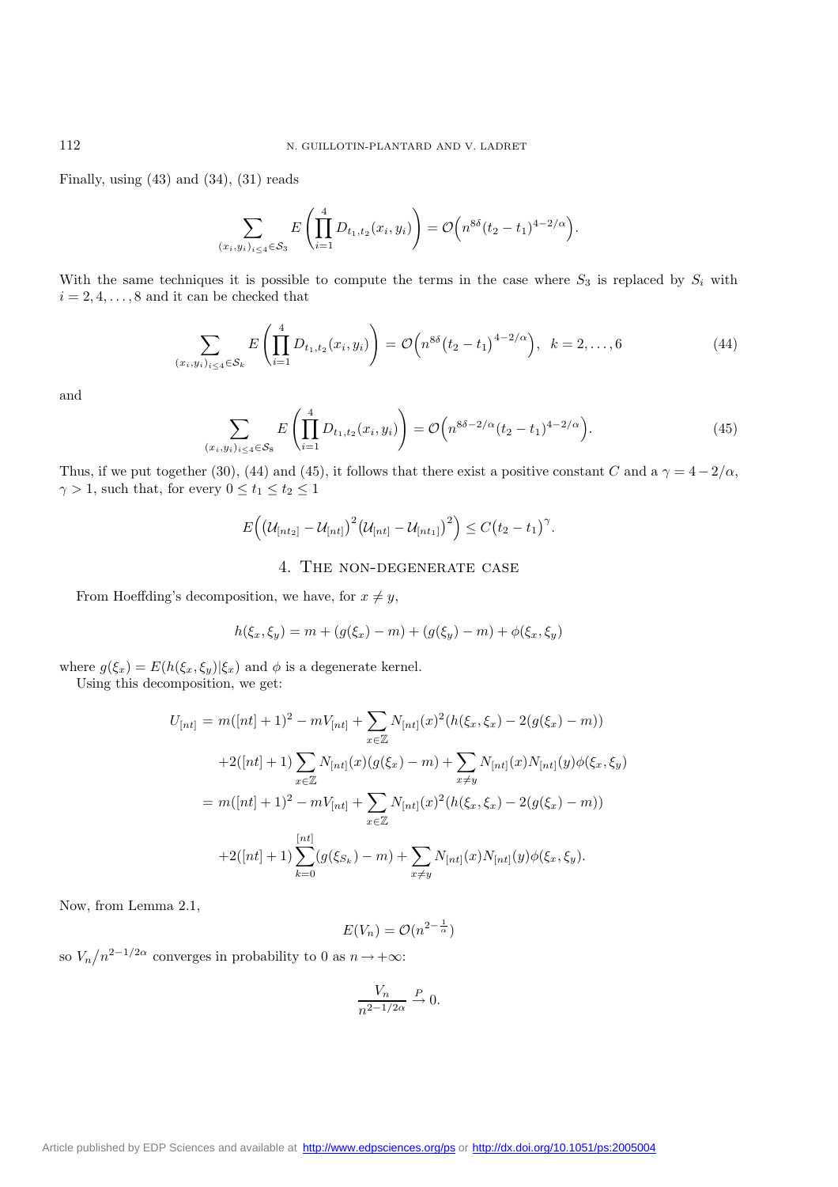Finally, using (43) and (34), (31) reads

$$\sum_{(x_i,y_i)_{i\le 4}\in\mathcal{S}_3} E\left(\prod_{i=1}^{4} D_{t_1,t_2}(x_i,y_i)\right) = \mathcal{O}\Big(n^{8\delta}(t_2-t_1)^{4-2/\alpha}\Big).$$

With the same techniques it is possible to compute the terms in the case where $S_3$ is replaced by $S_i$ with $i=2,4,\ldots,8$ and it can be checked that

$$\sum_{(x_i,y_i)_{i\le 4}\in\mathcal{S}_k} E\left(\prod_{i=1}^{4} D_{t_1,t_2}(x_i,y_i)\right) = \mathcal{O}\Big(n^{8\delta}\big(t_2-t_1\big)^{4-2/\alpha}\Big),\ \ k=2,\ldots,6 \tag{44}$$

and

$$\sum_{(x_i,y_i)_{i\le 4}\in\mathcal{S}_8} E\left(\prod_{i=1}^{4} D_{t_1,t_2}(x_i,y_i)\right) = \mathcal{O}\Big(n^{8\delta-2/\alpha}(t_2-t_1)^{4-2/\alpha}\Big). \tag{45}$$

Thus, if we put together (30), (44) and (45), it follows that there exist a positive constant $C$ and a $\gamma = 4-2/\alpha$, $\gamma>1$, such that, for every $0\le t_1\le t_2\le 1$

$$E\Big(\big(\mathcal{U}_{[nt_2]}-\mathcal{U}_{[nt]}\big)^2\big(\mathcal{U}_{[nt]}-\mathcal{U}_{[nt_1]}\big)^2\Big) \le C\big(t_2-t_1\big)^{\gamma}.$$

## 4. The non-degenerate case

From Hoeffding's decomposition, we have, for $x\neq y$,

$$h(\xi_x,\xi_y) = m + (g(\xi_x)-m) + (g(\xi_y)-m) + \phi(\xi_x,\xi_y)$$

where $g(\xi_x) = E(h(\xi_x,\xi_y)|\xi_x)$ and $\phi$ is a degenerate kernel.

Using this decomposition, we get:

$$\begin{aligned}
U_{[nt]} &= m([nt]+1)^2 - mV_{[nt]} + \sum_{x\in\mathbb{Z}} N_{[nt]}(x)^2(h(\xi_x,\xi_x)-2(g(\xi_x)-m))\\
&\quad +2([nt]+1)\sum_{x\in\mathbb{Z}} N_{[nt]}(x)(g(\xi_x)-m) + \sum_{x\neq y} N_{[nt]}(x)N_{[nt]}(y)\phi(\xi_x,\xi_y)\\
&= m([nt]+1)^2 - mV_{[nt]} + \sum_{x\in\mathbb{Z}} N_{[nt]}(x)^2(h(\xi_x,\xi_x)-2(g(\xi_x)-m))\\
&\quad +2([nt]+1)\sum_{k=0}^{[nt]}(g(\xi_{S_k})-m) + \sum_{x\neq y} N_{[nt]}(x)N_{[nt]}(y)\phi(\xi_x,\xi_y).
\end{aligned}$$

Now, from Lemma 2.1,

$$E(V_n) = \mathcal{O}(n^{2-\frac{1}{\alpha}})$$

so $V_n/n^{2-1/2\alpha}$ converges in probability to 0 as $n\to+\infty$:

$$\frac{V_n}{n^{2-1/2\alpha}} \xrightarrow{P} 0.$$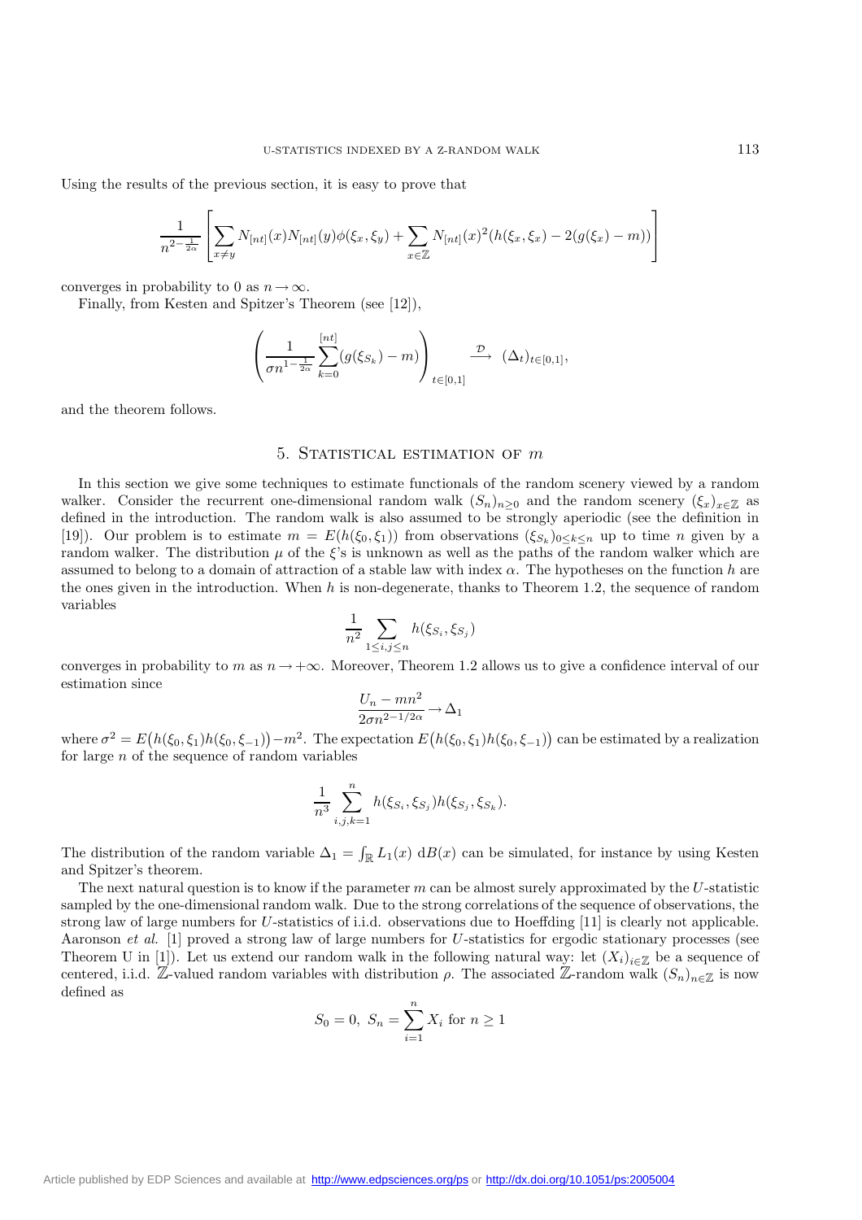Using the results of the previous section, it is easy to prove that

$$\frac{1}{n^{2-\frac{1}{2\alpha}}}\left[\sum_{x\neq y} N_{[nt]}(x)N_{[nt]}(y)\phi(\xi_x,\xi_y)+\sum_{x\in\mathbb{Z}} N_{[nt]}(x)^2(h(\xi_x,\xi_x)-2(g(\xi_x)-m))\right]$$

converges in probability to 0 as $n\to\infty$.

Finally, from Kesten and Spitzer's Theorem (see [12]),

$$\left(\frac{1}{\sigma n^{1-\frac{1}{2\alpha}}}\sum_{k=0}^{[nt]}(g(\xi_{S_k})-m)\right)_{t\in[0,1]} \xrightarrow{\mathcal{D}} (\Delta_t)_{t\in[0,1]},$$

and the theorem follows.

## 5. Statistical estimation of $m$

In this section we give some techniques to estimate functionals of the random scenery viewed by a random walker. Consider the recurrent one-dimensional random walk $(S_n)_{n\geq 0}$ and the random scenery $(\xi_x)_{x\in\mathbb{Z}}$ as defined in the introduction. The random walk is also assumed to be strongly aperiodic (see the definition in [19]). Our problem is to estimate $m=E(h(\xi_0,\xi_1))$ from observations $(\xi_{S_k})_{0\leq k\leq n}$ up to time $n$ given by a random walker. The distribution $\mu$ of the $\xi$'s is unknown as well as the paths of the random walker which are assumed to belong to a domain of attraction of a stable law with index $\alpha$. The hypotheses on the function $h$ are the ones given in the introduction. When $h$ is non-degenerate, thanks to Theorem 1.2, the sequence of random variables

$$\frac{1}{n^2}\sum_{1\leq i,j\leq n} h(\xi_{S_i},\xi_{S_j})$$

converges in probability to $m$ as $n\to+\infty$. Moreover, Theorem 1.2 allows us to give a confidence interval of our estimation since

$$\frac{U_n-mn^2}{2\sigma n^{2-1/2\alpha}}\to\Delta_1$$

where $\sigma^2=E\big(h(\xi_0,\xi_1)h(\xi_0,\xi_{-1})\big)-m^2$. The expectation $E\big(h(\xi_0,\xi_1)h(\xi_0,\xi_{-1})\big)$ can be estimated by a realization for large $n$ of the sequence of random variables

$$\frac{1}{n^3}\sum_{i,j,k=1}^{n} h(\xi_{S_i},\xi_{S_j})h(\xi_{S_j},\xi_{S_k}).$$

The distribution of the random variable $\Delta_1=\int_{\mathbb{R}} L_1(x)\,\mathrm{d}B(x)$ can be simulated, for instance by using Kesten and Spitzer's theorem.

The next natural question is to know if the parameter $m$ can be almost surely approximated by the $U$-statistic sampled by the one-dimensional random walk. Due to the strong correlations of the sequence of observations, the strong law of large numbers for $U$-statistics of i.i.d. observations due to Hoeffding [11] is clearly not applicable. Aaronson *et al.* [1] proved a strong law of large numbers for $U$-statistics for ergodic stationary processes (see Theorem U in [1]). Let us extend our random walk in the following natural way: let $(X_i)_{i\in\mathbb{Z}}$ be a sequence of centered, i.i.d. $\mathbb{Z}$-valued random variables with distribution $\rho$. The associated $\mathbb{Z}$-random walk $(S_n)_{n\in\mathbb{Z}}$ is now defined as

$$S_0=0,\ S_n=\sum_{i=1}^{n} X_i \text{ for } n\geq 1$$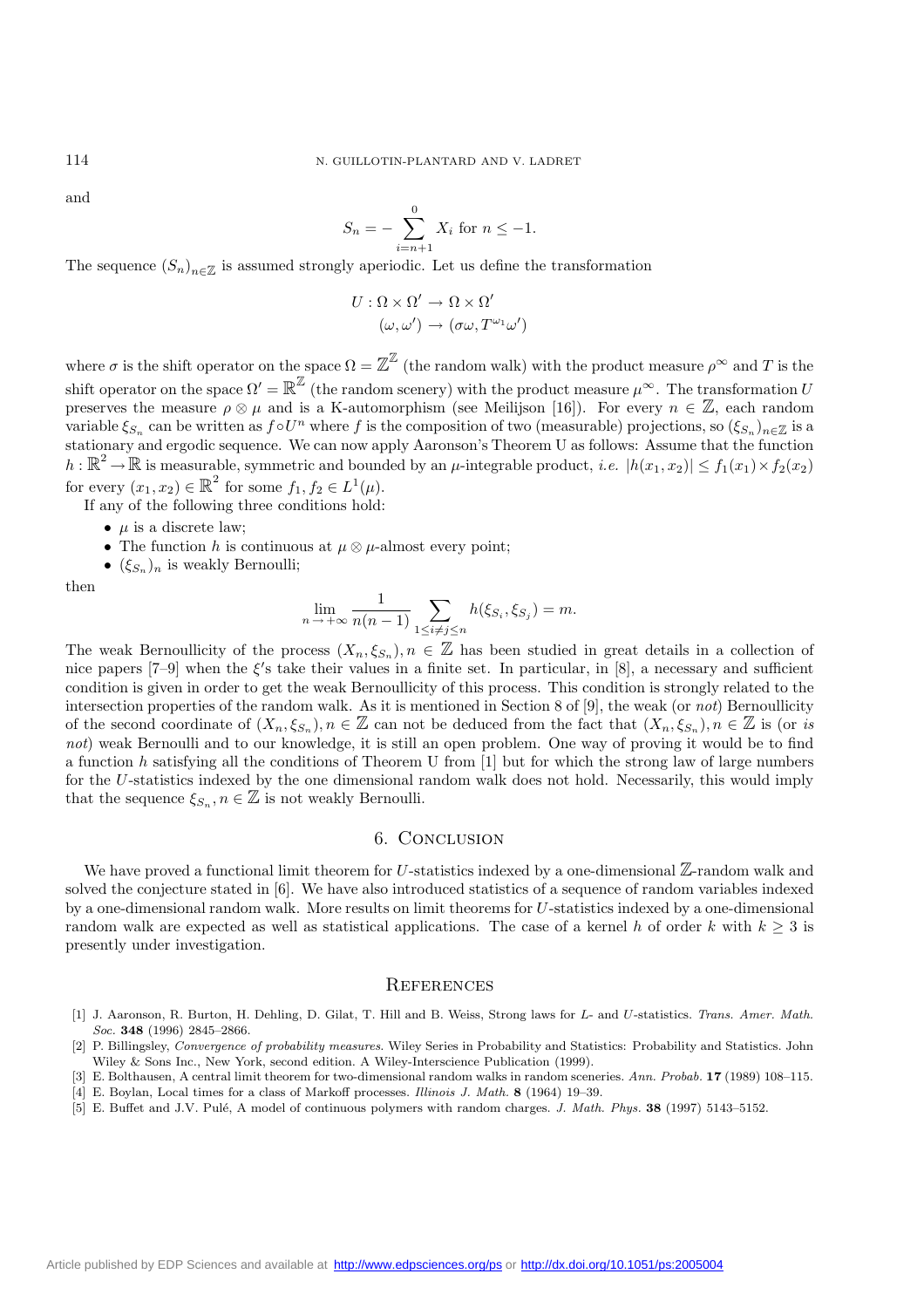and

$$S_n = -\sum_{i=n+1}^{0} X_i \text{ for } n \leq -1.$$

The sequence $(S_n)_{n\in\mathbb{Z}}$ is assumed strongly aperiodic. Let us define the transformation

$$\begin{aligned} U : \Omega \times \Omega' &\rightarrow \Omega \times \Omega' \\ (\omega, \omega') &\rightarrow (\sigma\omega, T^{\omega_1}\omega') \end{aligned}$$

where $\sigma$ is the shift operator on the space $\Omega = \mathbb{Z}^{\mathbb{Z}}$ (the random walk) with the product measure $\rho^\infty$ and $T$ is the shift operator on the space $\Omega' = \mathbb{R}^{\mathbb{Z}}$ (the random scenery) with the product measure $\mu^\infty$. The transformation $U$ preserves the measure $\rho \otimes \mu$ and is a K-automorphism (see Meilijson [16]). For every $n \in \mathbb{Z}$, each random variable $\xi_{S_n}$ can be written as $f \circ U^n$ where $f$ is the composition of two (measurable) projections, so $(\xi_{S_n})_{n\in\mathbb{Z}}$ is a stationary and ergodic sequence. We can now apply Aaronson's Theorem U as follows: Assume that the function $h : \mathbb{R}^2 \rightarrow \mathbb{R}$ is measurable, symmetric and bounded by an $\mu$-integrable product, *i.e.* $|h(x_1, x_2)| \leq f_1(x_1) \times f_2(x_2)$ for every $(x_1, x_2) \in \mathbb{R}^2$ for some $f_1, f_2 \in L^1(\mu)$.

If any of the following three conditions hold:

- $\mu$ is a discrete law;
- The function $h$ is continuous at $\mu \otimes \mu$-almost every point;
- $(\xi_{S_n})_n$ is weakly Bernoulli;

then

$$\lim_{n\rightarrow+\infty} \frac{1}{n(n-1)} \sum_{1\leq i\neq j\leq n} h(\xi_{S_i}, \xi_{S_j}) = m.$$

The weak Bernoullicity of the process $(X_n, \xi_{S_n}), n \in \mathbb{Z}$ has been studied in great details in a collection of nice papers [7–9] when the $\xi$'s take their values in a finite set. In particular, in [8], a necessary and sufficient condition is given in order to get the weak Bernoullicity of this process. This condition is strongly related to the intersection properties of the random walk. As it is mentioned in Section 8 of [9], the weak (or *not*) Bernoullicity of the second coordinate of $(X_n, \xi_{S_n}), n \in \mathbb{Z}$ can not be deduced from the fact that $(X_n, \xi_{S_n}), n \in \mathbb{Z}$ is (or *is not*) weak Bernoulli and to our knowledge, it is still an open problem. One way of proving it would be to find a function $h$ satisfying all the conditions of Theorem U from [1] but for which the strong law of large numbers for the $U$-statistics indexed by the one dimensional random walk does not hold. Necessarily, this would imply that the sequence $\xi_{S_n}, n \in \mathbb{Z}$ is not weakly Bernoulli.

## 6. Conclusion

We have proved a functional limit theorem for $U$-statistics indexed by a one-dimensional $\mathbb{Z}$-random walk and solved the conjecture stated in [6]. We have also introduced statistics of a sequence of random variables indexed by a one-dimensional random walk. More results on limit theorems for $U$-statistics indexed by a one-dimensional random walk are expected as well as statistical applications. The case of a kernel $h$ of order $k$ with $k \geq 3$ is presently under investigation.

## References

[1] J. Aaronson, R. Burton, H. Dehling, D. Gilat, T. Hill and B. Weiss, Strong laws for $L$- and $U$-statistics. *Trans. Amer. Math. Soc.* **348** (1996) 2845–2866.

[2] P. Billingsley, *Convergence of probability measures*. Wiley Series in Probability and Statistics: Probability and Statistics. John Wiley & Sons Inc., New York, second edition. A Wiley-Interscience Publication (1999).

[3] E. Bolthausen, A central limit theorem for two-dimensional random walks in random sceneries. *Ann. Probab.* **17** (1989) 108–115.

[4] E. Boylan, Local times for a class of Markoff processes. *Illinois J. Math.* **8** (1964) 19–39.

[5] E. Buffet and J.V. Pulé, A model of continuous polymers with random charges. *J. Math. Phys.* **38** (1997) 5143–5152.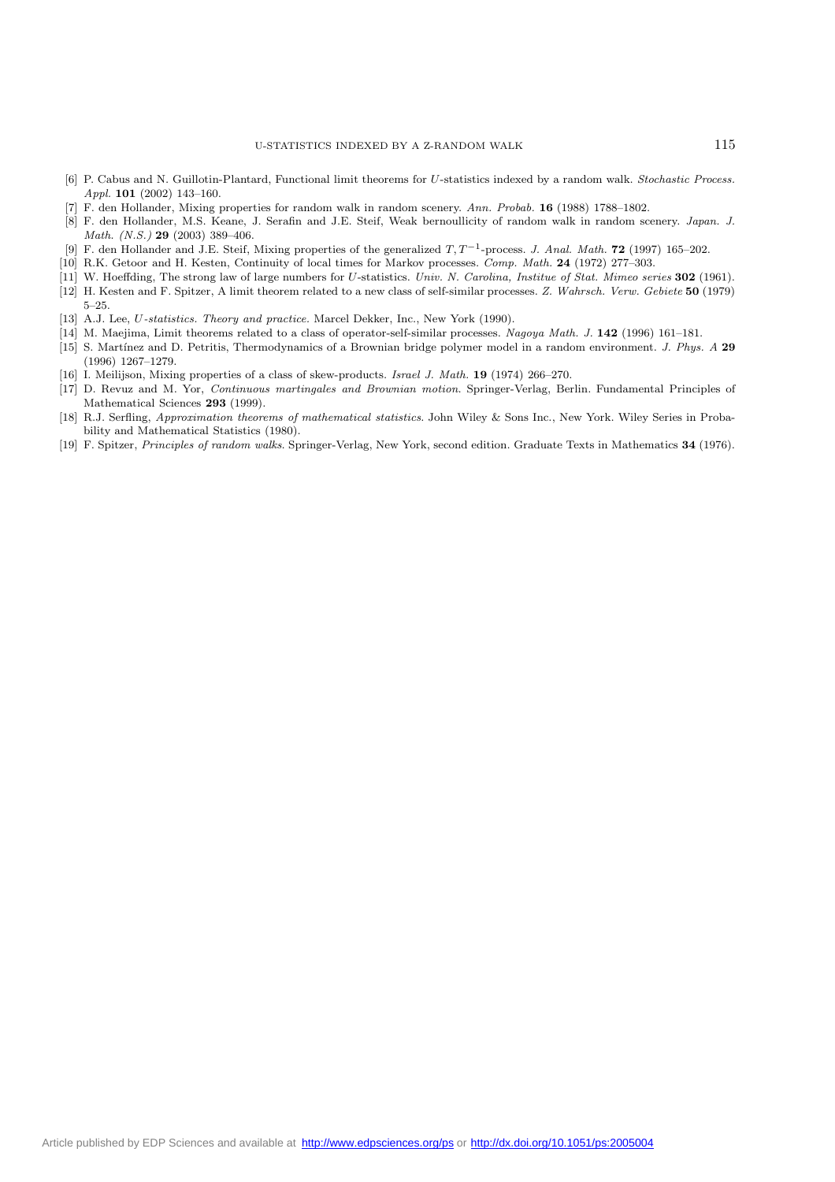[6] P. Cabus and N. Guillotin-Plantard, Functional limit theorems for $U$-statistics indexed by a random walk. *Stochastic Process. Appl.* **101** (2002) 143–160.

[7] F. den Hollander, Mixing properties for random walk in random scenery. *Ann. Probab.* **16** (1988) 1788–1802.

[8] F. den Hollander, M.S. Keane, J. Serafin and J.E. Steif, Weak bernoullicity of random walk in random scenery. *Japan. J. Math. (N.S.)* **29** (2003) 389–406.

[9] F. den Hollander and J.E. Steif, Mixing properties of the generalized $T, T^{-1}$-process. *J. Anal. Math.* **72** (1997) 165–202.

[10] R.K. Getoor and H. Kesten, Continuity of local times for Markov processes. *Comp. Math.* **24** (1972) 277–303.

[11] W. Hoeffding, The strong law of large numbers for $U$-statistics. *Univ. N. Carolina, Institue of Stat. Mimeo series* **302** (1961).

[12] H. Kesten and F. Spitzer, A limit theorem related to a new class of self-similar processes. *Z. Wahrsch. Verw. Gebiete* **50** (1979) 5–25.

[13] A.J. Lee, *U-statistics. Theory and practice.* Marcel Dekker, Inc., New York (1990).

[14] M. Maejima, Limit theorems related to a class of operator-self-similar processes. *Nagoya Math. J.* **142** (1996) 161–181.

[15] S. Martínez and D. Petritis, Thermodynamics of a Brownian bridge polymer model in a random environment. *J. Phys. A* **29** (1996) 1267–1279.

[16] I. Meilijson, Mixing properties of a class of skew-products. *Israel J. Math.* **19** (1974) 266–270.

[17] D. Revuz and M. Yor, *Continuous martingales and Brownian motion.* Springer-Verlag, Berlin. Fundamental Principles of Mathematical Sciences **293** (1999).

[18] R.J. Serfling, *Approximation theorems of mathematical statistics.* John Wiley & Sons Inc., New York. Wiley Series in Probability and Mathematical Statistics (1980).

[19] F. Spitzer, *Principles of random walks.* Springer-Verlag, New York, second edition. Graduate Texts in Mathematics **34** (1976).